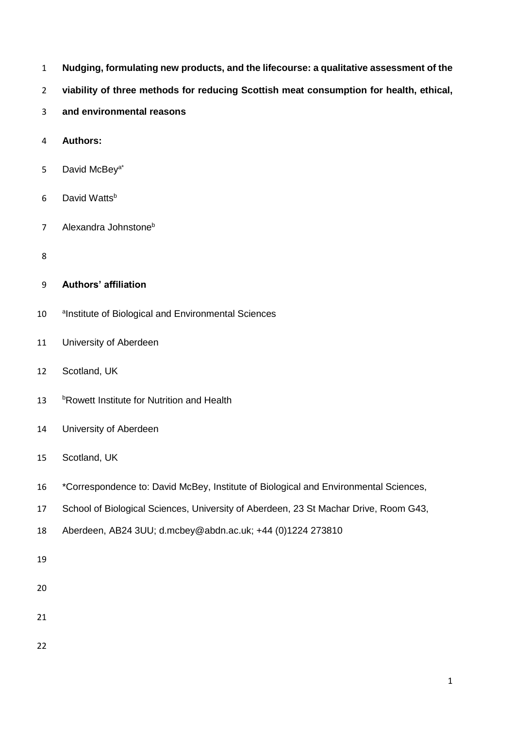# Nudging, formulating new products, and the lifecourse: a qualitative assessment of the viability of three methods for reducing Scottish meat consumption for health, ethical, and environmental reasons

**Authors:**

David McBey[a*]

David Watts[b]

Alexandra Johnstone[b]

**Authors' affiliation**

[a]Institute of Biological and Environmental Sciences

University of Aberdeen

Scotland, UK

[b]Rowett Institute for Nutrition and Health

University of Aberdeen

Scotland, UK

*Correspondence to: David McBey, Institute of Biological and Environmental Sciences, School of Biological Sciences, University of Aberdeen, 23 St Machar Drive, Room G43, Aberdeen, AB24 3UU; d.mcbey@abdn.ac.uk; +44 (0)1224 273810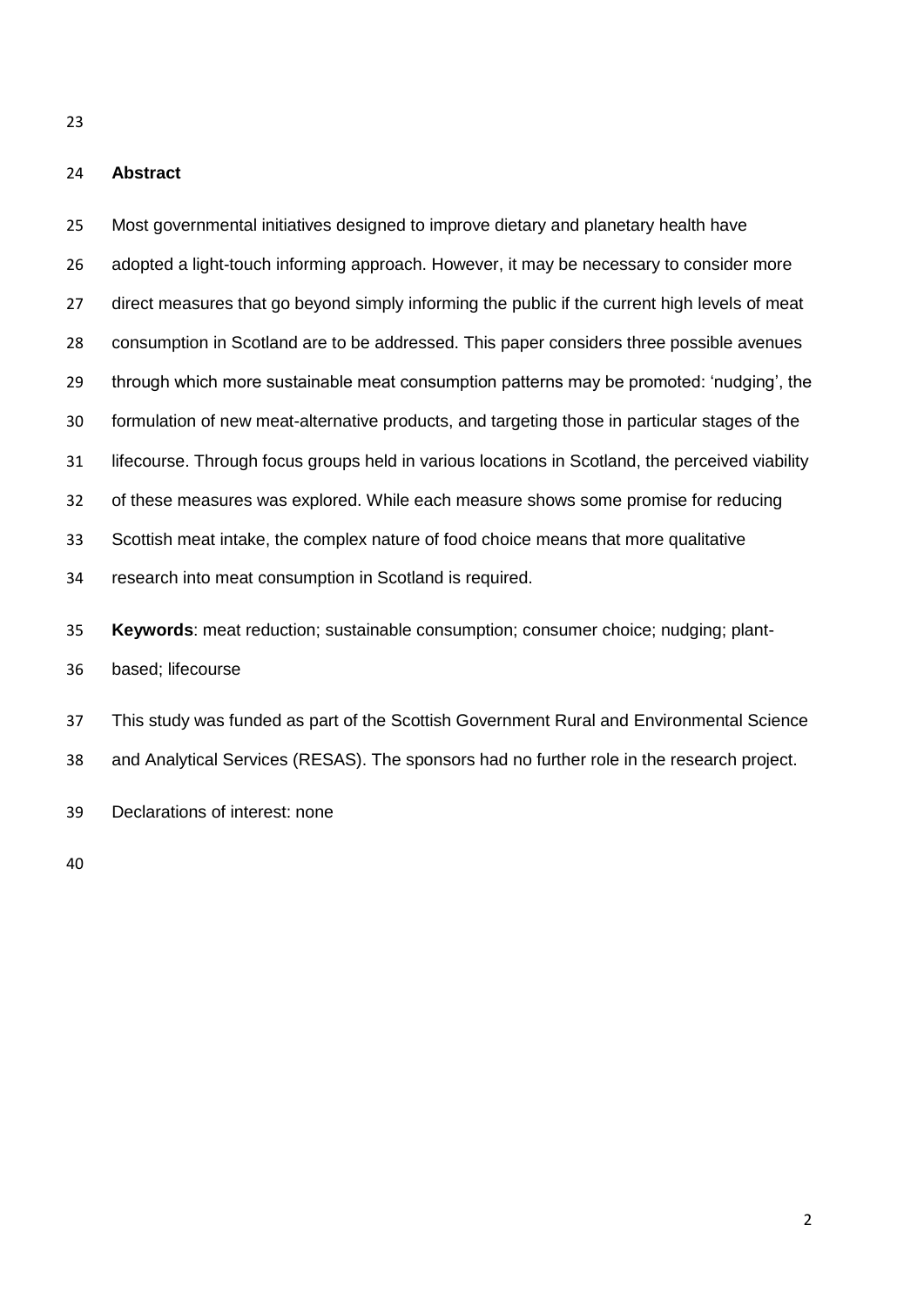## Abstract

Most governmental initiatives designed to improve dietary and planetary health have adopted a light-touch informing approach. However, it may be necessary to consider more direct measures that go beyond simply informing the public if the current high levels of meat consumption in Scotland are to be addressed. This paper considers three possible avenues through which more sustainable meat consumption patterns may be promoted: 'nudging', the formulation of new meat-alternative products, and targeting those in particular stages of the lifecourse. Through focus groups held in various locations in Scotland, the perceived viability of these measures was explored. While each measure shows some promise for reducing Scottish meat intake, the complex nature of food choice means that more qualitative research into meat consumption in Scotland is required.

**Keywords**: meat reduction; sustainable consumption; consumer choice; nudging; plant-based; lifecourse

This study was funded as part of the Scottish Government Rural and Environmental Science and Analytical Services (RESAS). The sponsors had no further role in the research project.

Declarations of interest: none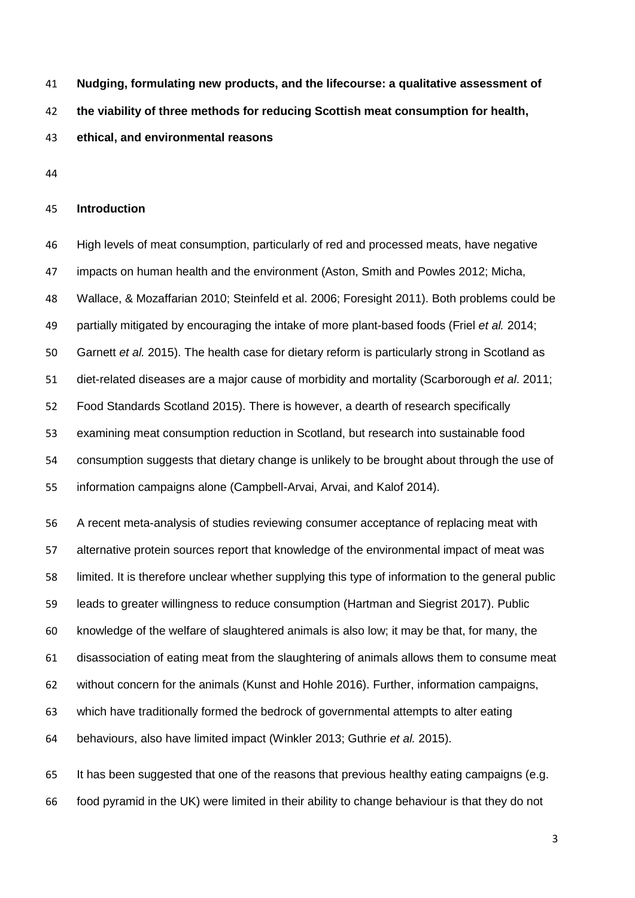**Nudging, formulating new products, and the lifecourse: a qualitative assessment of the viability of three methods for reducing Scottish meat consumption for health, ethical, and environmental reasons**

## Introduction

High levels of meat consumption, particularly of red and processed meats, have negative impacts on human health and the environment (Aston, Smith and Powles 2012; Micha, Wallace, & Mozaffarian 2010; Steinfeld et al. 2006; Foresight 2011). Both problems could be partially mitigated by encouraging the intake of more plant-based foods (Friel *et al.* 2014; Garnett *et al.* 2015). The health case for dietary reform is particularly strong in Scotland as diet-related diseases are a major cause of morbidity and mortality (Scarborough *et al*. 2011; Food Standards Scotland 2015). There is however, a dearth of research specifically examining meat consumption reduction in Scotland, but research into sustainable food consumption suggests that dietary change is unlikely to be brought about through the use of information campaigns alone (Campbell-Arvai, Arvai, and Kalof 2014).

A recent meta-analysis of studies reviewing consumer acceptance of replacing meat with alternative protein sources report that knowledge of the environmental impact of meat was limited. It is therefore unclear whether supplying this type of information to the general public leads to greater willingness to reduce consumption (Hartman and Siegrist 2017). Public knowledge of the welfare of slaughtered animals is also low; it may be that, for many, the disassociation of eating meat from the slaughtering of animals allows them to consume meat without concern for the animals (Kunst and Hohle 2016). Further, information campaigns, which have traditionally formed the bedrock of governmental attempts to alter eating behaviours, also have limited impact (Winkler 2013; Guthrie *et al.* 2015).

It has been suggested that one of the reasons that previous healthy eating campaigns (e.g. food pyramid in the UK) were limited in their ability to change behaviour is that they do not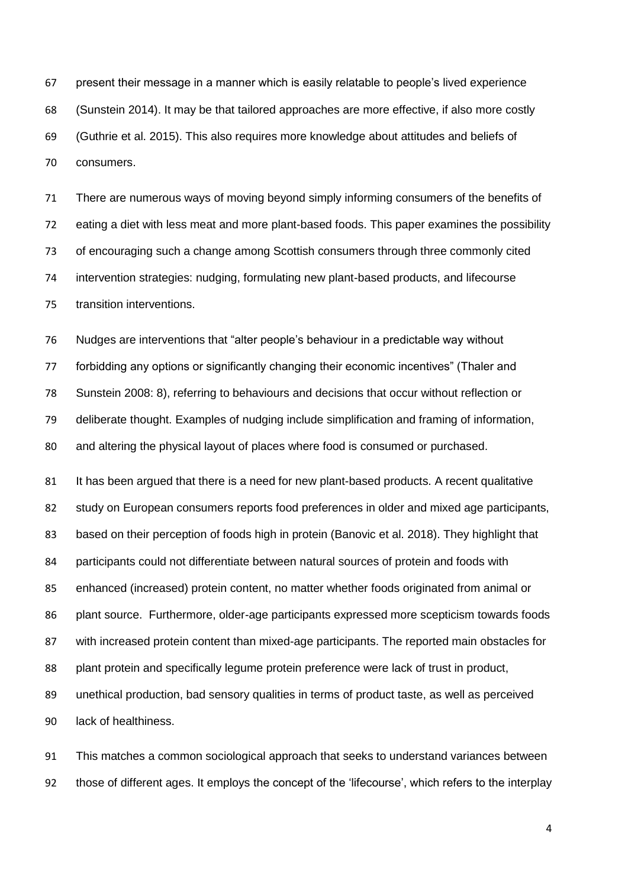present their message in a manner which is easily relatable to people's lived experience (Sunstein 2014). It may be that tailored approaches are more effective, if also more costly (Guthrie et al. 2015). This also requires more knowledge about attitudes and beliefs of consumers.

There are numerous ways of moving beyond simply informing consumers of the benefits of eating a diet with less meat and more plant-based foods. This paper examines the possibility of encouraging such a change among Scottish consumers through three commonly cited intervention strategies: nudging, formulating new plant-based products, and lifecourse transition interventions.

Nudges are interventions that "alter people's behaviour in a predictable way without forbidding any options or significantly changing their economic incentives" (Thaler and Sunstein 2008: 8), referring to behaviours and decisions that occur without reflection or deliberate thought. Examples of nudging include simplification and framing of information, and altering the physical layout of places where food is consumed or purchased.

It has been argued that there is a need for new plant-based products. A recent qualitative study on European consumers reports food preferences in older and mixed age participants, based on their perception of foods high in protein (Banovic et al. 2018). They highlight that participants could not differentiate between natural sources of protein and foods with enhanced (increased) protein content, no matter whether foods originated from animal or plant source. Furthermore, older-age participants expressed more scepticism towards foods with increased protein content than mixed-age participants. The reported main obstacles for plant protein and specifically legume protein preference were lack of trust in product, unethical production, bad sensory qualities in terms of product taste, as well as perceived lack of healthiness.

This matches a common sociological approach that seeks to understand variances between those of different ages. It employs the concept of the 'lifecourse', which refers to the interplay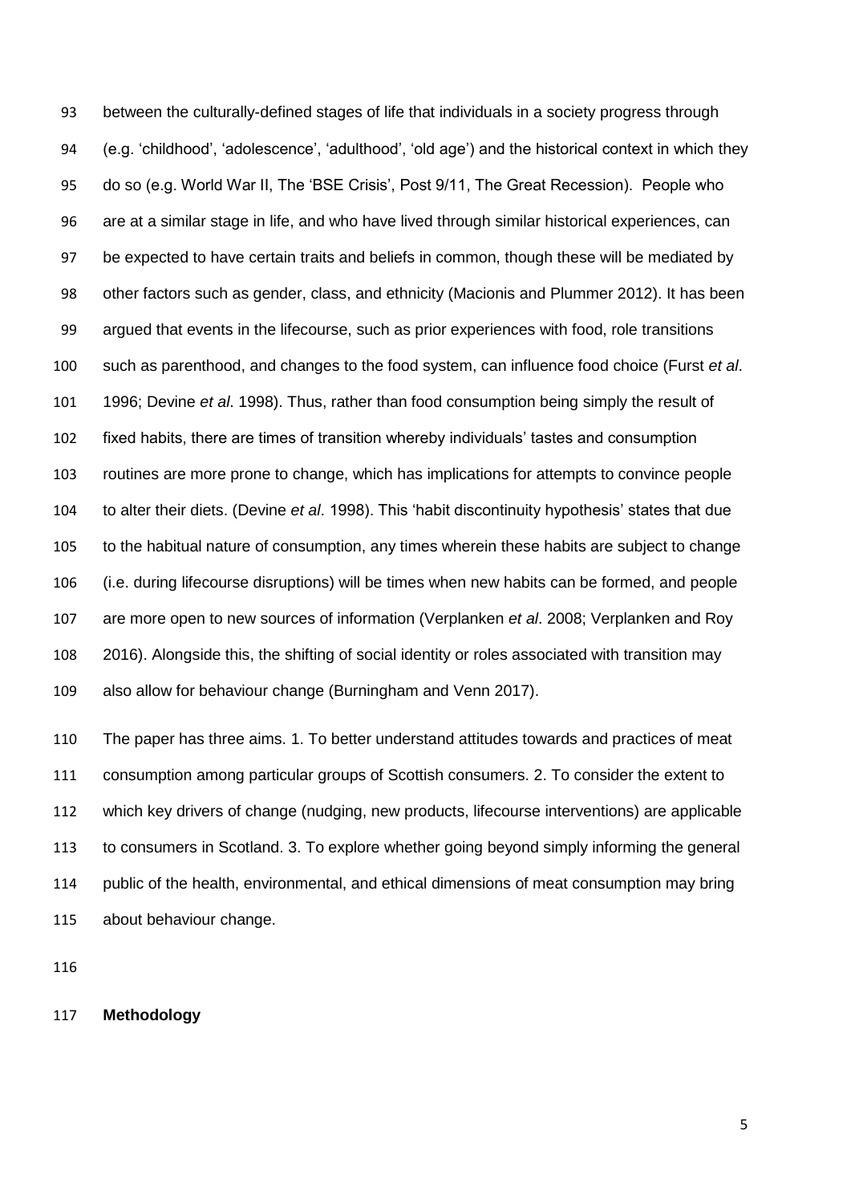between the culturally-defined stages of life that individuals in a society progress through (e.g. 'childhood', 'adolescence', 'adulthood', 'old age') and the historical context in which they do so (e.g. World War II, The 'BSE Crisis', Post 9/11, The Great Recession). People who are at a similar stage in life, and who have lived through similar historical experiences, can be expected to have certain traits and beliefs in common, though these will be mediated by other factors such as gender, class, and ethnicity (Macionis and Plummer 2012). It has been argued that events in the lifecourse, such as prior experiences with food, role transitions such as parenthood, and changes to the food system, can influence food choice (Furst *et al*. 1996; Devine *et al*. 1998). Thus, rather than food consumption being simply the result of fixed habits, there are times of transition whereby individuals' tastes and consumption routines are more prone to change, which has implications for attempts to convince people to alter their diets. (Devine *et al*. 1998). This 'habit discontinuity hypothesis' states that due to the habitual nature of consumption, any times wherein these habits are subject to change (i.e. during lifecourse disruptions) will be times when new habits can be formed, and people are more open to new sources of information (Verplanken *et al*. 2008; Verplanken and Roy 2016). Alongside this, the shifting of social identity or roles associated with transition may also allow for behaviour change (Burningham and Venn 2017).

The paper has three aims. 1. To better understand attitudes towards and practices of meat consumption among particular groups of Scottish consumers. 2. To consider the extent to which key drivers of change (nudging, new products, lifecourse interventions) are applicable to consumers in Scotland. 3. To explore whether going beyond simply informing the general public of the health, environmental, and ethical dimensions of meat consumption may bring about behaviour change.

## Methodology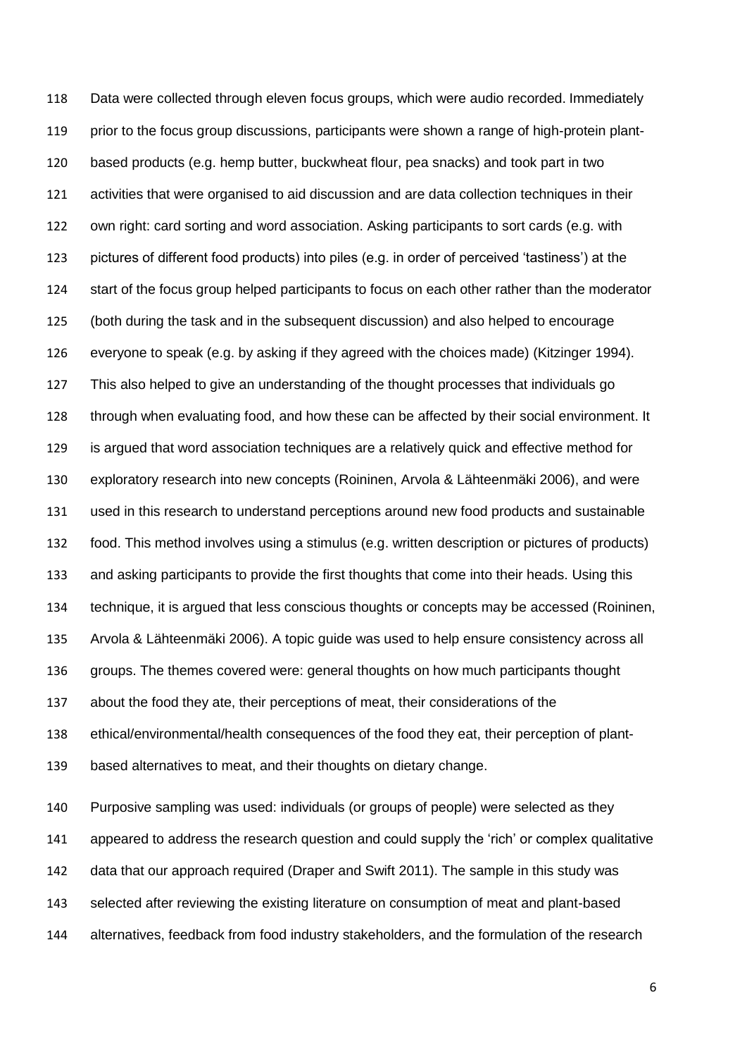Data were collected through eleven focus groups, which were audio recorded. Immediately prior to the focus group discussions, participants were shown a range of high-protein plant-based products (e.g. hemp butter, buckwheat flour, pea snacks) and took part in two activities that were organised to aid discussion and are data collection techniques in their own right: card sorting and word association. Asking participants to sort cards (e.g. with pictures of different food products) into piles (e.g. in order of perceived 'tastiness') at the start of the focus group helped participants to focus on each other rather than the moderator (both during the task and in the subsequent discussion) and also helped to encourage everyone to speak (e.g. by asking if they agreed with the choices made) (Kitzinger 1994). This also helped to give an understanding of the thought processes that individuals go through when evaluating food, and how these can be affected by their social environment. It is argued that word association techniques are a relatively quick and effective method for exploratory research into new concepts (Roininen, Arvola & Lähteenmäki 2006), and were used in this research to understand perceptions around new food products and sustainable food. This method involves using a stimulus (e.g. written description or pictures of products) and asking participants to provide the first thoughts that come into their heads. Using this technique, it is argued that less conscious thoughts or concepts may be accessed (Roininen, Arvola & Lähteenmäki 2006). A topic guide was used to help ensure consistency across all groups. The themes covered were: general thoughts on how much participants thought about the food they ate, their perceptions of meat, their considerations of the ethical/environmental/health consequences of the food they eat, their perception of plant-based alternatives to meat, and their thoughts on dietary change.

Purposive sampling was used: individuals (or groups of people) were selected as they appeared to address the research question and could supply the 'rich' or complex qualitative data that our approach required (Draper and Swift 2011). The sample in this study was selected after reviewing the existing literature on consumption of meat and plant-based alternatives, feedback from food industry stakeholders, and the formulation of the research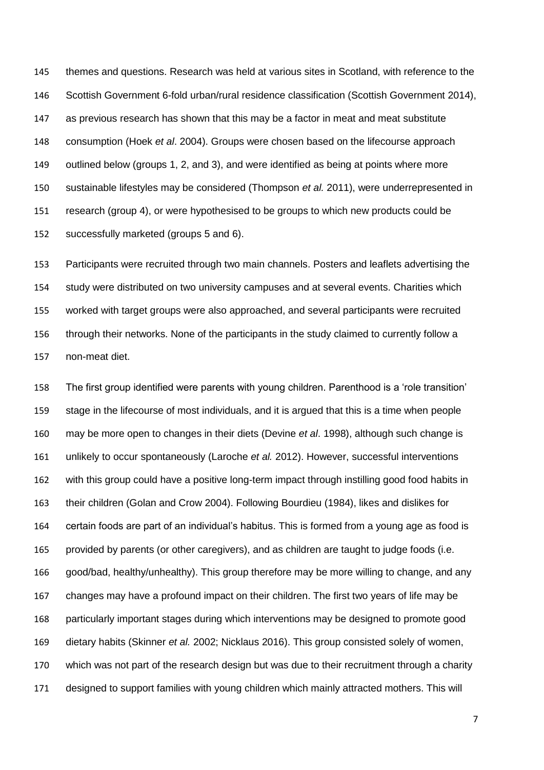themes and questions. Research was held at various sites in Scotland, with reference to the Scottish Government 6-fold urban/rural residence classification (Scottish Government 2014), as previous research has shown that this may be a factor in meat and meat substitute consumption (Hoek *et al*. 2004). Groups were chosen based on the lifecourse approach outlined below (groups 1, 2, and 3), and were identified as being at points where more sustainable lifestyles may be considered (Thompson *et al.* 2011), were underrepresented in research (group 4), or were hypothesised to be groups to which new products could be successfully marketed (groups 5 and 6).

Participants were recruited through two main channels. Posters and leaflets advertising the study were distributed on two university campuses and at several events. Charities which worked with target groups were also approached, and several participants were recruited through their networks. None of the participants in the study claimed to currently follow a non-meat diet.

The first group identified were parents with young children. Parenthood is a 'role transition' stage in the lifecourse of most individuals, and it is argued that this is a time when people may be more open to changes in their diets (Devine *et al*. 1998), although such change is unlikely to occur spontaneously (Laroche *et al.* 2012). However, successful interventions with this group could have a positive long-term impact through instilling good food habits in their children (Golan and Crow 2004). Following Bourdieu (1984), likes and dislikes for certain foods are part of an individual's habitus. This is formed from a young age as food is provided by parents (or other caregivers), and as children are taught to judge foods (i.e. good/bad, healthy/unhealthy). This group therefore may be more willing to change, and any changes may have a profound impact on their children. The first two years of life may be particularly important stages during which interventions may be designed to promote good dietary habits (Skinner *et al.* 2002; Nicklaus 2016). This group consisted solely of women, which was not part of the research design but was due to their recruitment through a charity designed to support families with young children which mainly attracted mothers. This will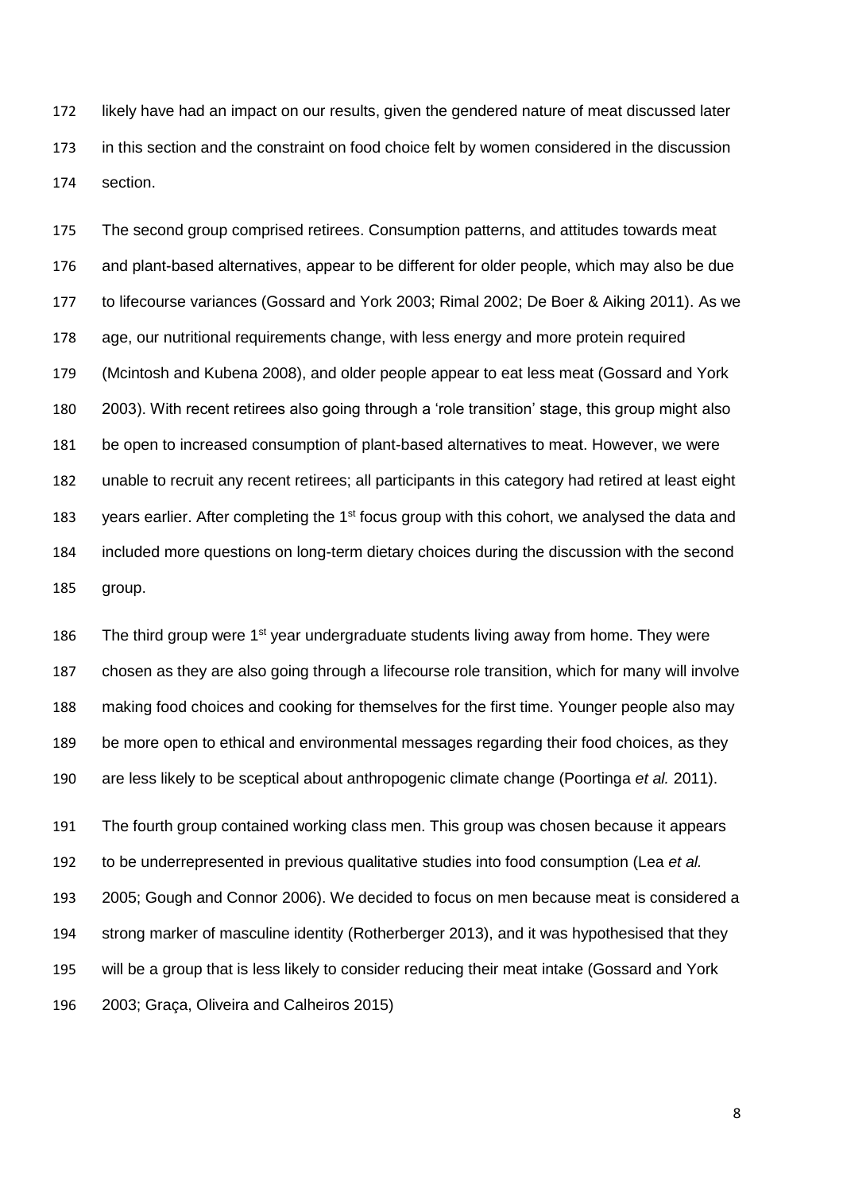likely have had an impact on our results, given the gendered nature of meat discussed later in this section and the constraint on food choice felt by women considered in the discussion section.

The second group comprised retirees. Consumption patterns, and attitudes towards meat and plant-based alternatives, appear to be different for older people, which may also be due to lifecourse variances (Gossard and York 2003; Rimal 2002; De Boer & Aiking 2011). As we age, our nutritional requirements change, with less energy and more protein required (Mcintosh and Kubena 2008), and older people appear to eat less meat (Gossard and York 2003). With recent retirees also going through a 'role transition' stage, this group might also be open to increased consumption of plant-based alternatives to meat. However, we were unable to recruit any recent retirees; all participants in this category had retired at least eight years earlier. After completing the 1st focus group with this cohort, we analysed the data and included more questions on long-term dietary choices during the discussion with the second group.

The third group were 1st year undergraduate students living away from home. They were chosen as they are also going through a lifecourse role transition, which for many will involve making food choices and cooking for themselves for the first time. Younger people also may be more open to ethical and environmental messages regarding their food choices, as they are less likely to be sceptical about anthropogenic climate change (Poortinga *et al.* 2011).

The fourth group contained working class men. This group was chosen because it appears to be underrepresented in previous qualitative studies into food consumption (Lea *et al.* 2005; Gough and Connor 2006). We decided to focus on men because meat is considered a strong marker of masculine identity (Rotherberger 2013), and it was hypothesised that they will be a group that is less likely to consider reducing their meat intake (Gossard and York 2003; Graça, Oliveira and Calheiros 2015)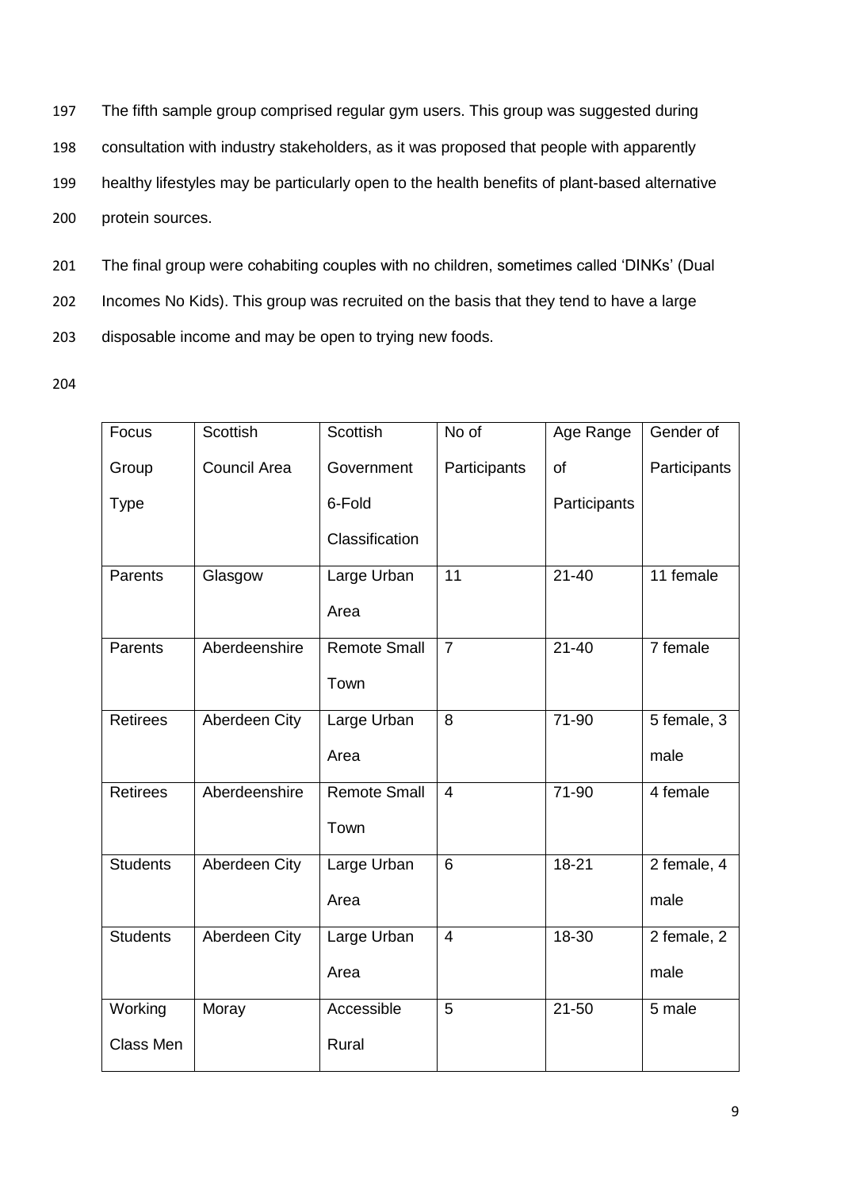The fifth sample group comprised regular gym users. This group was suggested during consultation with industry stakeholders, as it was proposed that people with apparently healthy lifestyles may be particularly open to the health benefits of plant-based alternative protein sources.

The final group were cohabiting couples with no children, sometimes called 'DINKs' (Dual Incomes No Kids). This group was recruited on the basis that they tend to have a large disposable income and may be open to trying new foods.

| Focus Group Type | Scottish Council Area | Scottish Government 6-Fold Classification | No of Participants | Age Range of Participants | Gender of Participants |
|---|---|---|---|---|---|
| Parents | Glasgow | Large Urban Area | 11 | 21-40 | 11 female |
| Parents | Aberdeenshire | Remote Small Town | 7 | 21-40 | 7 female |
| Retirees | Aberdeen City | Large Urban Area | 8 | 71-90 | 5 female, 3 male |
| Retirees | Aberdeenshire | Remote Small Town | 4 | 71-90 | 4 female |
| Students | Aberdeen City | Large Urban Area | 6 | 18-21 | 2 female, 4 male |
| Students | Aberdeen City | Large Urban Area | 4 | 18-30 | 2 female, 2 male |
| Working Class Men | Moray | Accessible Rural | 5 | 21-50 | 5 male |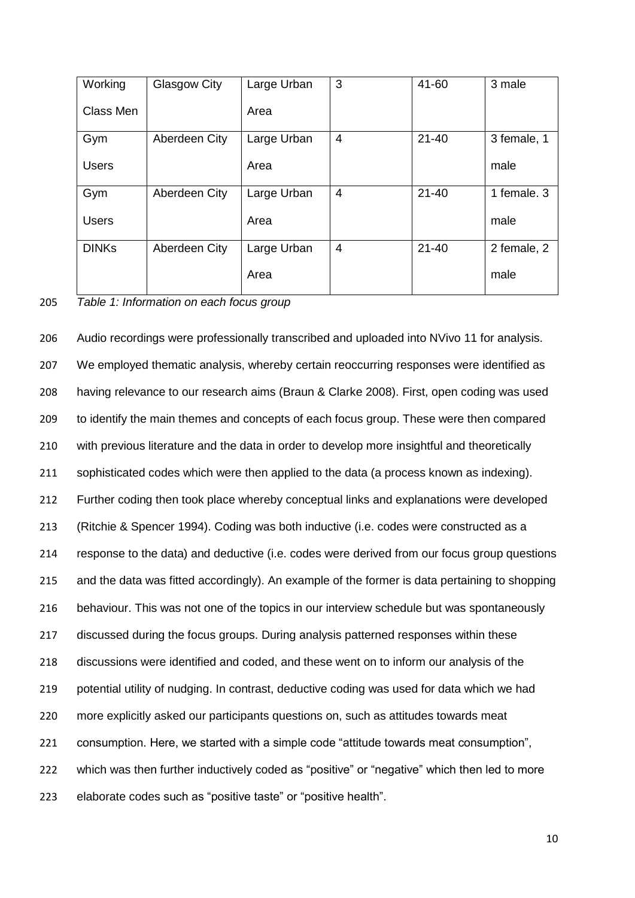| Working Class Men | Glasgow City | Large Urban Area | 3 | 41-60 | 3 male |
|---|---|---|---|---|---|
| Gym Users | Aberdeen City | Large Urban Area | 4 | 21-40 | 3 female, 1 male |
| Gym Users | Aberdeen City | Large Urban Area | 4 | 21-40 | 1 female. 3 male |
| DINKs | Aberdeen City | Large Urban Area | 4 | 21-40 | 2 female, 2 male |

*Table 1: Information on each focus group*

Audio recordings were professionally transcribed and uploaded into NVivo 11 for analysis. We employed thematic analysis, whereby certain reoccurring responses were identified as having relevance to our research aims (Braun & Clarke 2008). First, open coding was used to identify the main themes and concepts of each focus group. These were then compared with previous literature and the data in order to develop more insightful and theoretically sophisticated codes which were then applied to the data (a process known as indexing). Further coding then took place whereby conceptual links and explanations were developed (Ritchie & Spencer 1994). Coding was both inductive (i.e. codes were constructed as a response to the data) and deductive (i.e. codes were derived from our focus group questions and the data was fitted accordingly). An example of the former is data pertaining to shopping behaviour. This was not one of the topics in our interview schedule but was spontaneously discussed during the focus groups. During analysis patterned responses within these discussions were identified and coded, and these went on to inform our analysis of the potential utility of nudging. In contrast, deductive coding was used for data which we had more explicitly asked our participants questions on, such as attitudes towards meat consumption. Here, we started with a simple code "attitude towards meat consumption", which was then further inductively coded as "positive" or "negative" which then led to more elaborate codes such as "positive taste" or "positive health".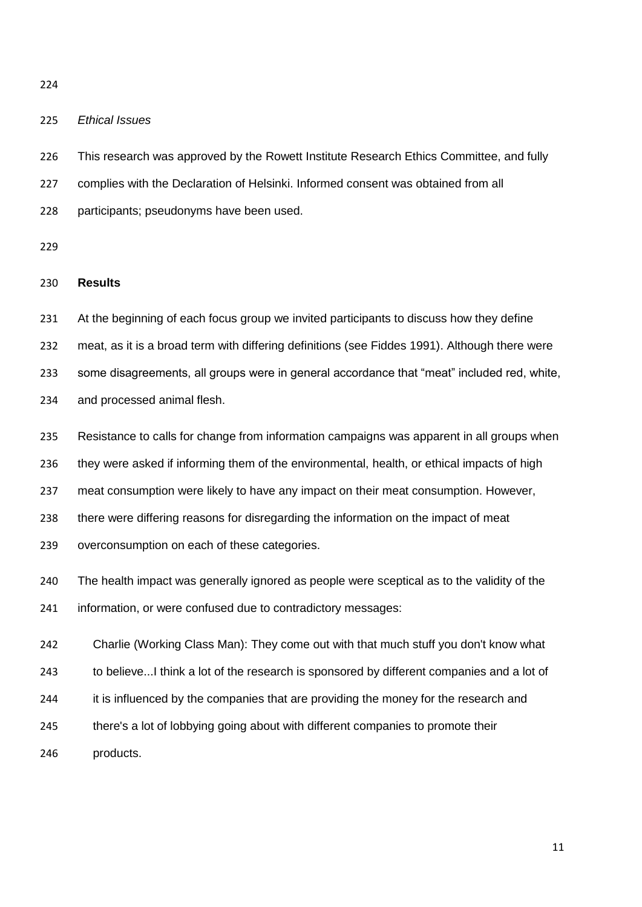*Ethical Issues*

This research was approved by the Rowett Institute Research Ethics Committee, and fully complies with the Declaration of Helsinki. Informed consent was obtained from all participants; pseudonyms have been used.

## Results

At the beginning of each focus group we invited participants to discuss how they define meat, as it is a broad term with differing definitions (see Fiddes 1991). Although there were some disagreements, all groups were in general accordance that "meat" included red, white, and processed animal flesh.

Resistance to calls for change from information campaigns was apparent in all groups when they were asked if informing them of the environmental, health, or ethical impacts of high meat consumption were likely to have any impact on their meat consumption. However, there were differing reasons for disregarding the information on the impact of meat overconsumption on each of these categories.

The health impact was generally ignored as people were sceptical as to the validity of the information, or were confused due to contradictory messages:

> Charlie (Working Class Man): They come out with that much stuff you don't know what to believe...I think a lot of the research is sponsored by different companies and a lot of it is influenced by the companies that are providing the money for the research and there's a lot of lobbying going about with different companies to promote their products.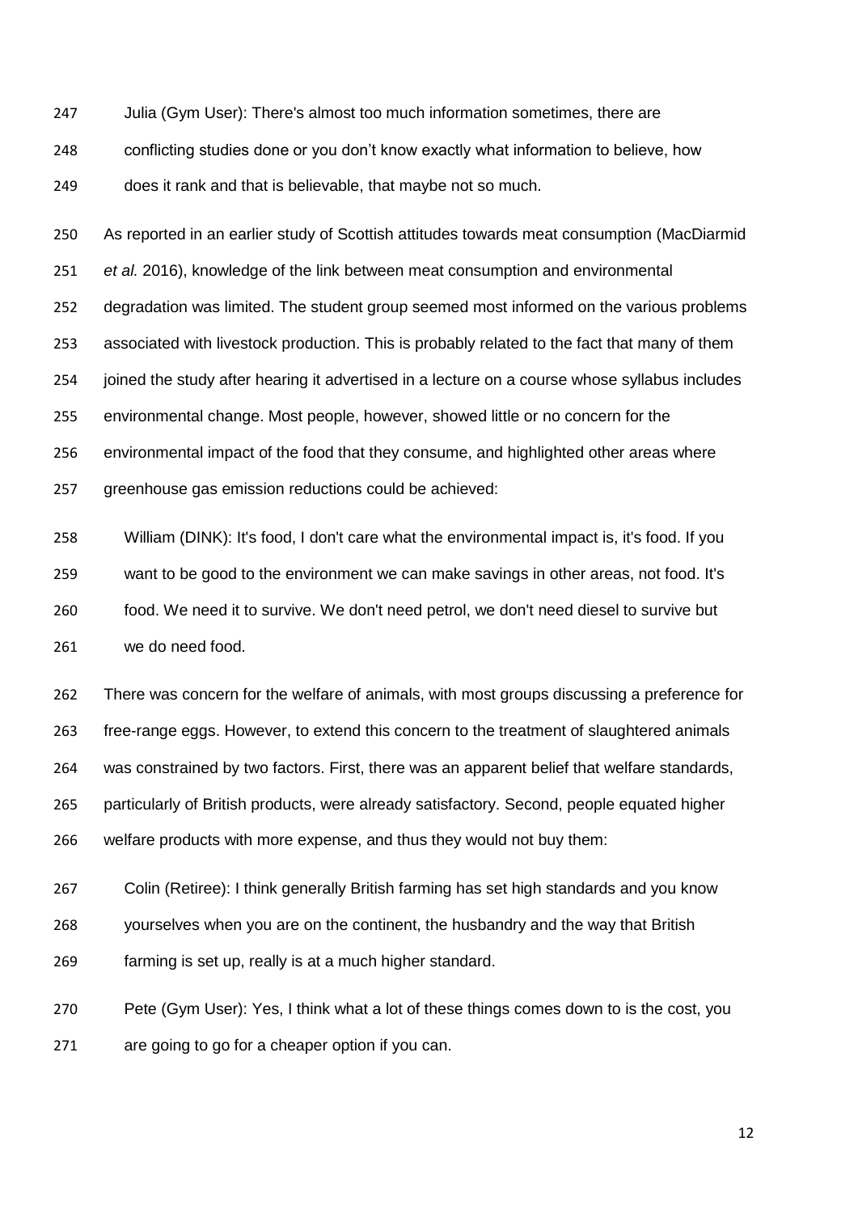Julia (Gym User): There's almost too much information sometimes, there are conflicting studies done or you don't know exactly what information to believe, how does it rank and that is believable, that maybe not so much.

As reported in an earlier study of Scottish attitudes towards meat consumption (MacDiarmid *et al.* 2016), knowledge of the link between meat consumption and environmental degradation was limited. The student group seemed most informed on the various problems associated with livestock production. This is probably related to the fact that many of them joined the study after hearing it advertised in a lecture on a course whose syllabus includes environmental change. Most people, however, showed little or no concern for the environmental impact of the food that they consume, and highlighted other areas where greenhouse gas emission reductions could be achieved:

William (DINK): It's food, I don't care what the environmental impact is, it's food. If you want to be good to the environment we can make savings in other areas, not food. It's food. We need it to survive. We don't need petrol, we don't need diesel to survive but we do need food.

There was concern for the welfare of animals, with most groups discussing a preference for free-range eggs. However, to extend this concern to the treatment of slaughtered animals was constrained by two factors. First, there was an apparent belief that welfare standards, particularly of British products, were already satisfactory. Second, people equated higher welfare products with more expense, and thus they would not buy them:

Colin (Retiree): I think generally British farming has set high standards and you know yourselves when you are on the continent, the husbandry and the way that British farming is set up, really is at a much higher standard.

Pete (Gym User): Yes, I think what a lot of these things comes down to is the cost, you are going to go for a cheaper option if you can.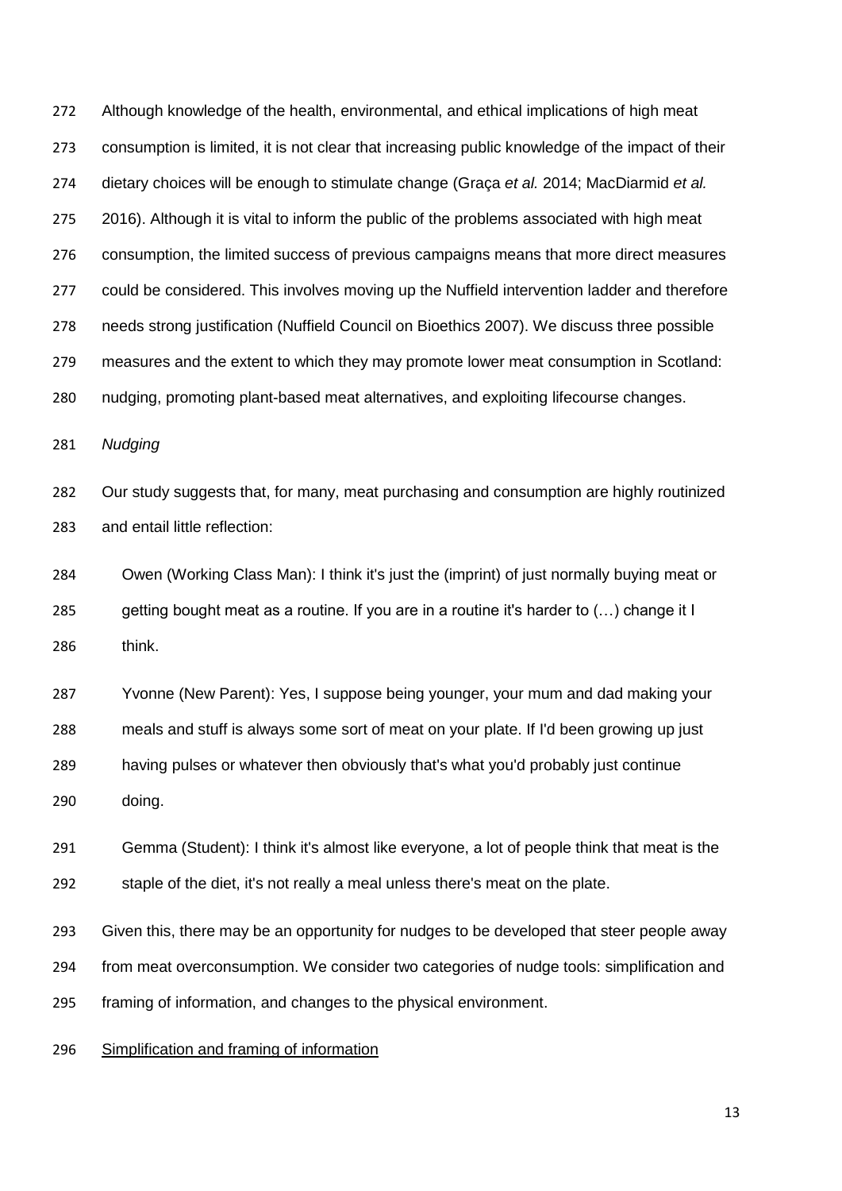Although knowledge of the health, environmental, and ethical implications of high meat consumption is limited, it is not clear that increasing public knowledge of the impact of their dietary choices will be enough to stimulate change (Graça *et al.* 2014; MacDiarmid *et al.* 2016). Although it is vital to inform the public of the problems associated with high meat consumption, the limited success of previous campaigns means that more direct measures could be considered. This involves moving up the Nuffield intervention ladder and therefore needs strong justification (Nuffield Council on Bioethics 2007). We discuss three possible measures and the extent to which they may promote lower meat consumption in Scotland: nudging, promoting plant-based meat alternatives, and exploiting lifecourse changes.

*Nudging*

Our study suggests that, for many, meat purchasing and consumption are highly routinized and entail little reflection:

> Owen (Working Class Man): I think it's just the (imprint) of just normally buying meat or getting bought meat as a routine. If you are in a routine it's harder to (…) change it I think.

> Yvonne (New Parent): Yes, I suppose being younger, your mum and dad making your meals and stuff is always some sort of meat on your plate. If I'd been growing up just having pulses or whatever then obviously that's what you'd probably just continue doing.

> Gemma (Student): I think it's almost like everyone, a lot of people think that meat is the staple of the diet, it's not really a meal unless there's meat on the plate.

Given this, there may be an opportunity for nudges to be developed that steer people away from meat overconsumption. We consider two categories of nudge tools: simplification and framing of information, and changes to the physical environment.

<u>Simplification and framing of information</u>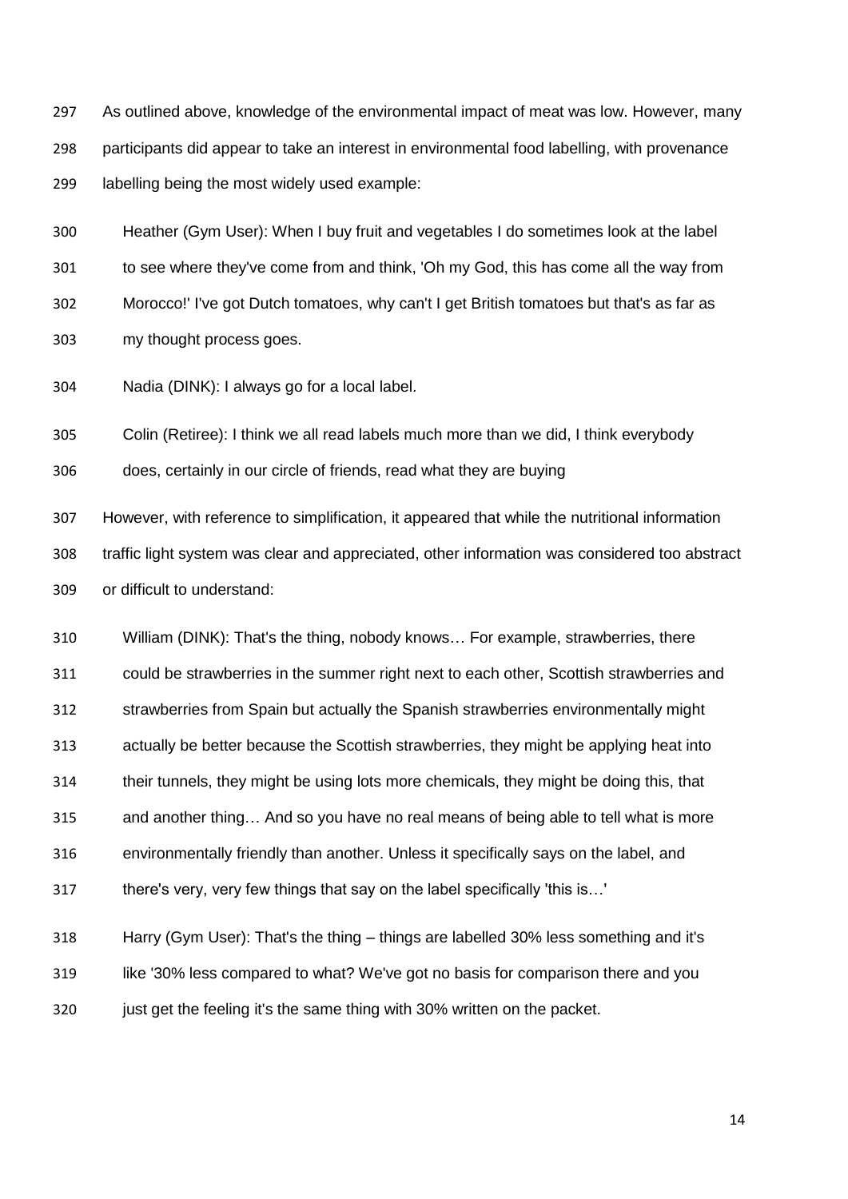As outlined above, knowledge of the environmental impact of meat was low. However, many participants did appear to take an interest in environmental food labelling, with provenance labelling being the most widely used example:

> Heather (Gym User): When I buy fruit and vegetables I do sometimes look at the label to see where they've come from and think, 'Oh my God, this has come all the way from Morocco!' I've got Dutch tomatoes, why can't I get British tomatoes but that's as far as my thought process goes.

> Nadia (DINK): I always go for a local label.

> Colin (Retiree): I think we all read labels much more than we did, I think everybody does, certainly in our circle of friends, read what they are buying

However, with reference to simplification, it appeared that while the nutritional information traffic light system was clear and appreciated, other information was considered too abstract or difficult to understand:

> William (DINK): That's the thing, nobody knows… For example, strawberries, there could be strawberries in the summer right next to each other, Scottish strawberries and strawberries from Spain but actually the Spanish strawberries environmentally might actually be better because the Scottish strawberries, they might be applying heat into their tunnels, they might be using lots more chemicals, they might be doing this, that and another thing… And so you have no real means of being able to tell what is more environmentally friendly than another. Unless it specifically says on the label, and there's very, very few things that say on the label specifically 'this is…'

> Harry (Gym User): That's the thing – things are labelled 30% less something and it's like '30% less compared to what? We've got no basis for comparison there and you just get the feeling it's the same thing with 30% written on the packet.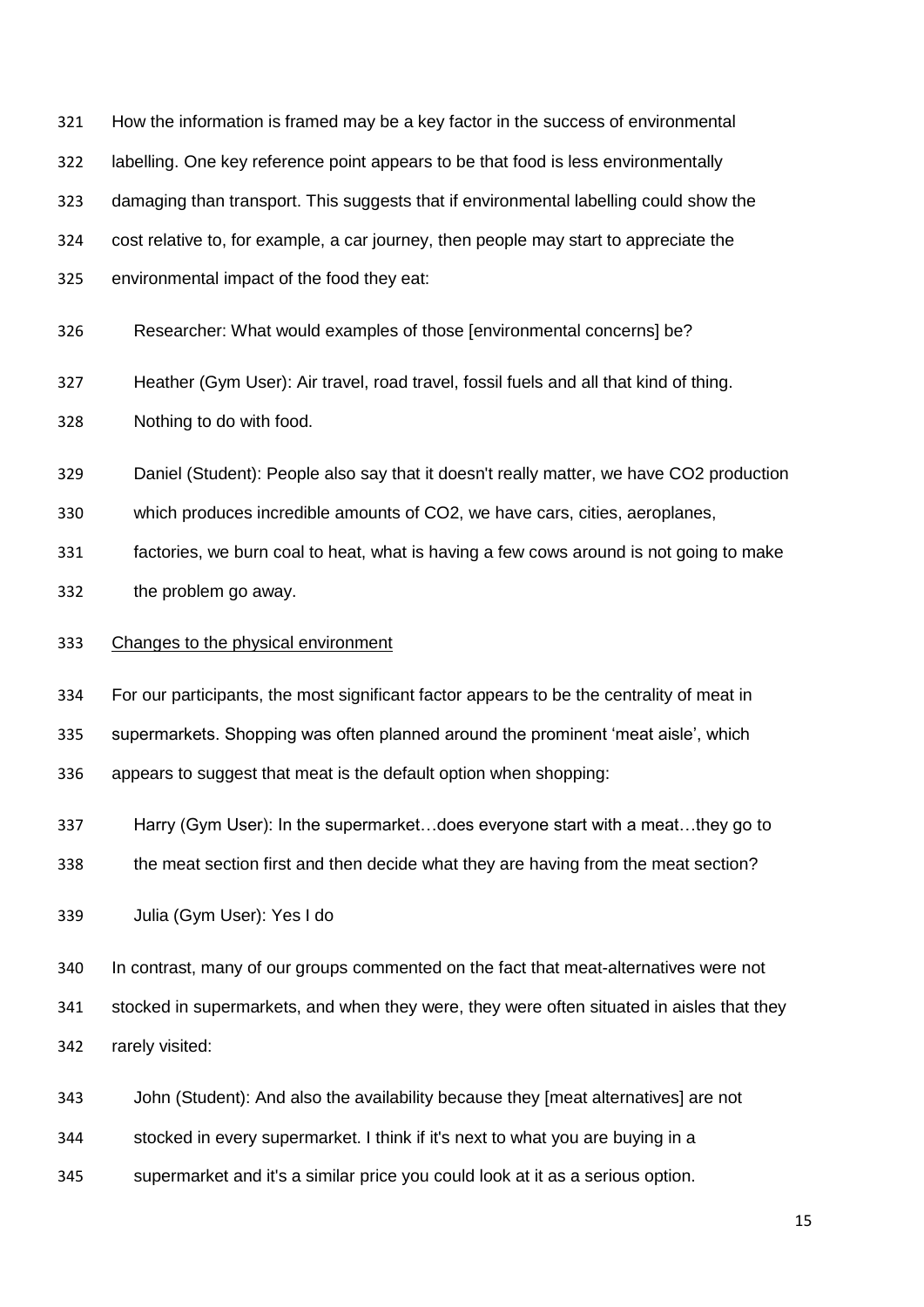How the information is framed may be a key factor in the success of environmental labelling. One key reference point appears to be that food is less environmentally damaging than transport. This suggests that if environmental labelling could show the cost relative to, for example, a car journey, then people may start to appreciate the environmental impact of the food they eat:

> Researcher: What would examples of those [environmental concerns] be?
>
> Heather (Gym User): Air travel, road travel, fossil fuels and all that kind of thing. Nothing to do with food.
>
> Daniel (Student): People also say that it doesn't really matter, we have CO2 production which produces incredible amounts of CO2, we have cars, cities, aeroplanes, factories, we burn coal to heat, what is having a few cows around is not going to make the problem go away.

<u>Changes to the physical environment</u>

For our participants, the most significant factor appears to be the centrality of meat in supermarkets. Shopping was often planned around the prominent 'meat aisle', which appears to suggest that meat is the default option when shopping:

> Harry (Gym User): In the supermarket…does everyone start with a meat…they go to the meat section first and then decide what they are having from the meat section?
>
> Julia (Gym User): Yes I do

In contrast, many of our groups commented on the fact that meat-alternatives were not stocked in supermarkets, and when they were, they were often situated in aisles that they rarely visited:

> John (Student): And also the availability because they [meat alternatives] are not stocked in every supermarket. I think if it's next to what you are buying in a supermarket and it's a similar price you could look at it as a serious option.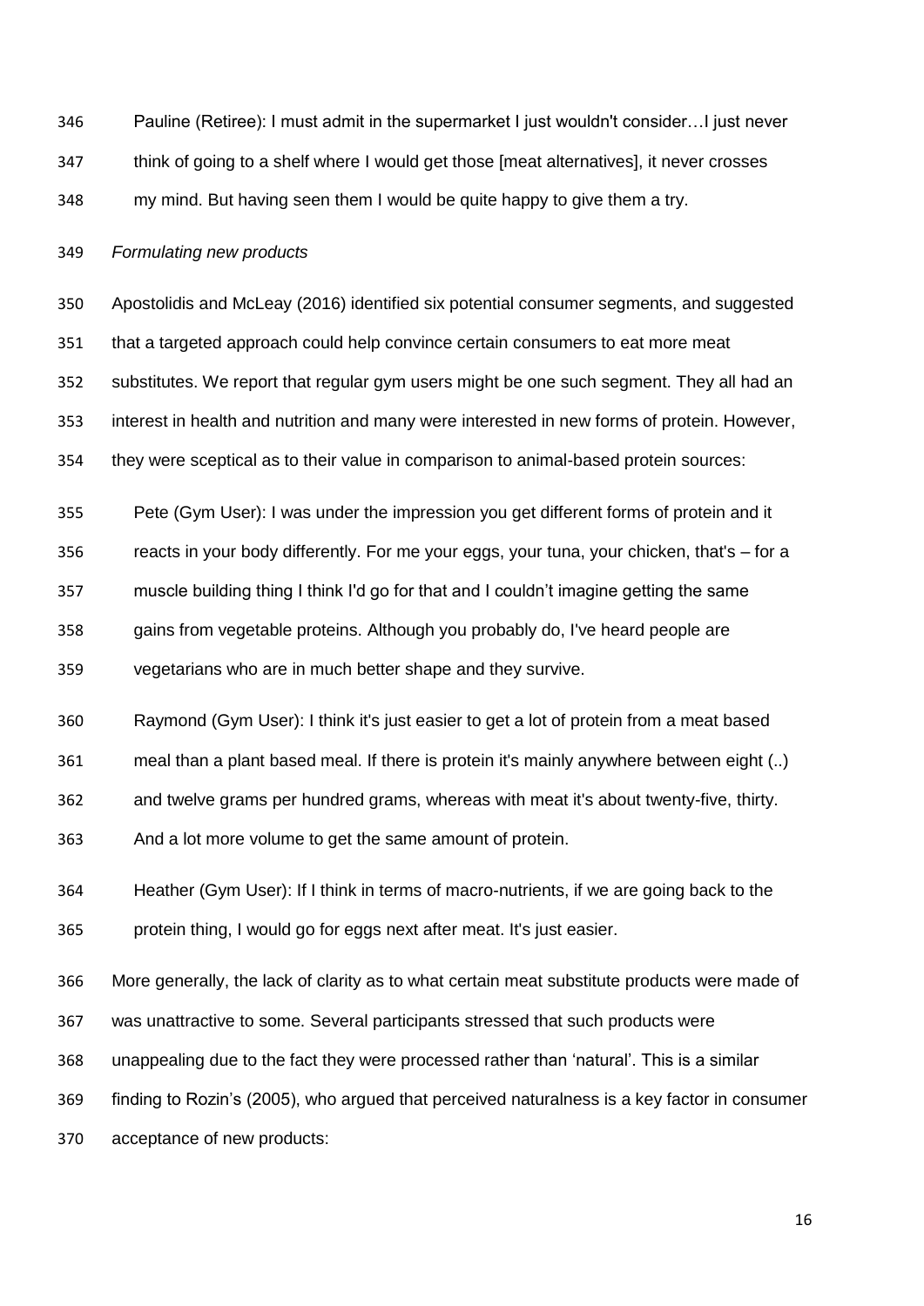Pauline (Retiree): I must admit in the supermarket I just wouldn't consider…I just never think of going to a shelf where I would get those [meat alternatives], it never crosses my mind. But having seen them I would be quite happy to give them a try.

*Formulating new products*

Apostolidis and McLeay (2016) identified six potential consumer segments, and suggested that a targeted approach could help convince certain consumers to eat more meat substitutes. We report that regular gym users might be one such segment. They all had an interest in health and nutrition and many were interested in new forms of protein. However, they were sceptical as to their value in comparison to animal-based protein sources:

Pete (Gym User): I was under the impression you get different forms of protein and it reacts in your body differently. For me your eggs, your tuna, your chicken, that's – for a muscle building thing I think I'd go for that and I couldn't imagine getting the same gains from vegetable proteins. Although you probably do, I've heard people are vegetarians who are in much better shape and they survive.

Raymond (Gym User): I think it's just easier to get a lot of protein from a meat based meal than a plant based meal. If there is protein it's mainly anywhere between eight (..) and twelve grams per hundred grams, whereas with meat it's about twenty-five, thirty. And a lot more volume to get the same amount of protein.

Heather (Gym User): If I think in terms of macro-nutrients, if we are going back to the protein thing, I would go for eggs next after meat. It's just easier.

More generally, the lack of clarity as to what certain meat substitute products were made of was unattractive to some. Several participants stressed that such products were unappealing due to the fact they were processed rather than 'natural'. This is a similar finding to Rozin's (2005), who argued that perceived naturalness is a key factor in consumer acceptance of new products: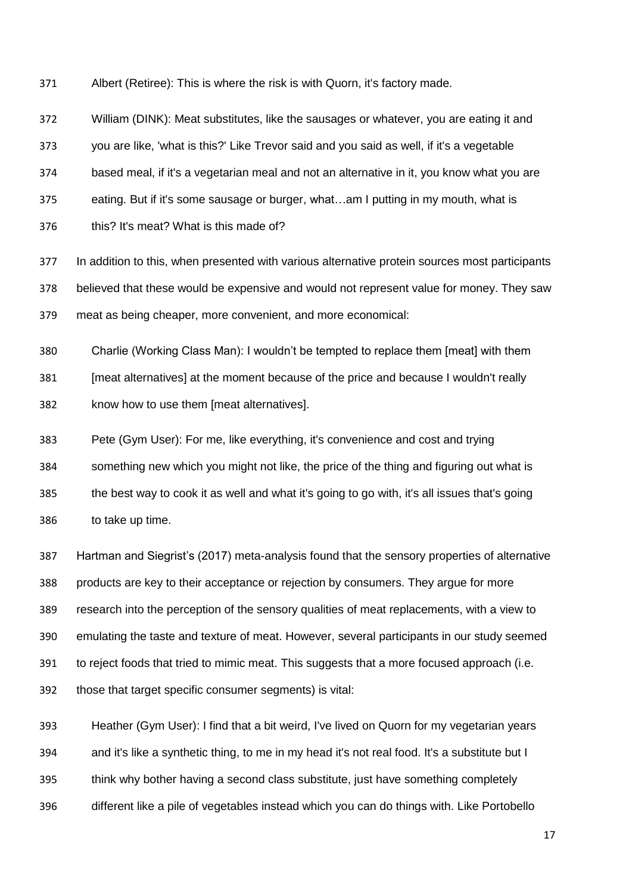Albert (Retiree): This is where the risk is with Quorn, it's factory made.

William (DINK): Meat substitutes, like the sausages or whatever, you are eating it and you are like, 'what is this?' Like Trevor said and you said as well, if it's a vegetable based meal, if it's a vegetarian meal and not an alternative in it, you know what you are eating. But if it's some sausage or burger, what…am I putting in my mouth, what is this? It's meat? What is this made of?

In addition to this, when presented with various alternative protein sources most participants believed that these would be expensive and would not represent value for money. They saw meat as being cheaper, more convenient, and more economical:

Charlie (Working Class Man): I wouldn't be tempted to replace them [meat] with them [meat alternatives] at the moment because of the price and because I wouldn't really know how to use them [meat alternatives].

Pete (Gym User): For me, like everything, it's convenience and cost and trying something new which you might not like, the price of the thing and figuring out what is the best way to cook it as well and what it's going to go with, it's all issues that's going to take up time.

Hartman and Siegrist's (2017) meta-analysis found that the sensory properties of alternative products are key to their acceptance or rejection by consumers. They argue for more research into the perception of the sensory qualities of meat replacements, with a view to emulating the taste and texture of meat. However, several participants in our study seemed to reject foods that tried to mimic meat. This suggests that a more focused approach (i.e. those that target specific consumer segments) is vital:

Heather (Gym User): I find that a bit weird, I've lived on Quorn for my vegetarian years and it's like a synthetic thing, to me in my head it's not real food. It's a substitute but I think why bother having a second class substitute, just have something completely different like a pile of vegetables instead which you can do things with. Like Portobello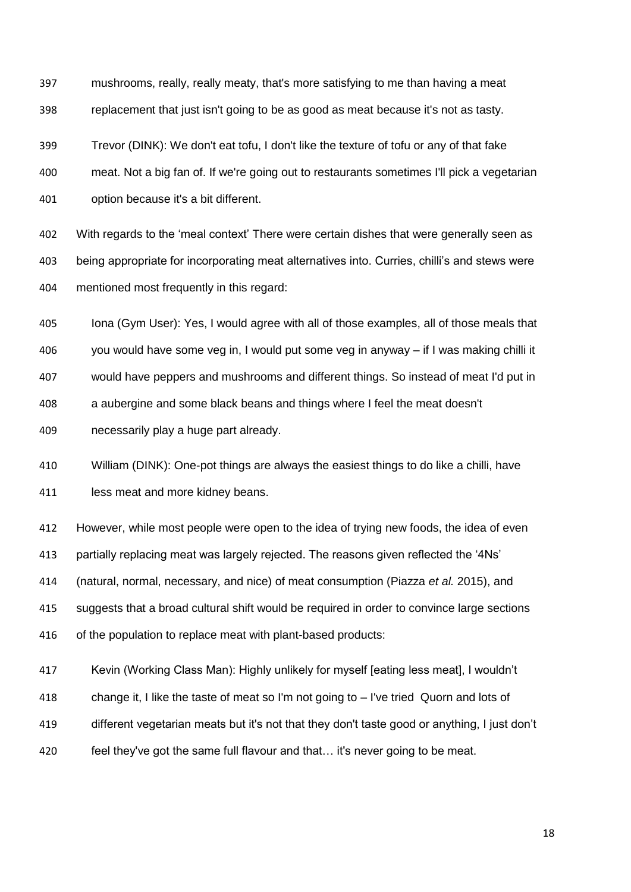mushrooms, really, really meaty, that's more satisfying to me than having a meat replacement that just isn't going to be as good as meat because it's not as tasty.

> Trevor (DINK): We don't eat tofu, I don't like the texture of tofu or any of that fake meat. Not a big fan of. If we're going out to restaurants sometimes I'll pick a vegetarian option because it's a bit different.

With regards to the 'meal context' There were certain dishes that were generally seen as being appropriate for incorporating meat alternatives into. Curries, chilli's and stews were mentioned most frequently in this regard:

> Iona (Gym User): Yes, I would agree with all of those examples, all of those meals that you would have some veg in, I would put some veg in anyway – if I was making chilli it would have peppers and mushrooms and different things. So instead of meat I'd put in a aubergine and some black beans and things where I feel the meat doesn't necessarily play a huge part already.

> William (DINK): One-pot things are always the easiest things to do like a chilli, have less meat and more kidney beans.

However, while most people were open to the idea of trying new foods, the idea of even partially replacing meat was largely rejected. The reasons given reflected the '4Ns' (natural, normal, necessary, and nice) of meat consumption (Piazza *et al.* 2015), and suggests that a broad cultural shift would be required in order to convince large sections of the population to replace meat with plant-based products:

> Kevin (Working Class Man): Highly unlikely for myself [eating less meat], I wouldn't change it, I like the taste of meat so I'm not going to – I've tried Quorn and lots of different vegetarian meats but it's not that they don't taste good or anything, I just don't feel they've got the same full flavour and that… it's never going to be meat.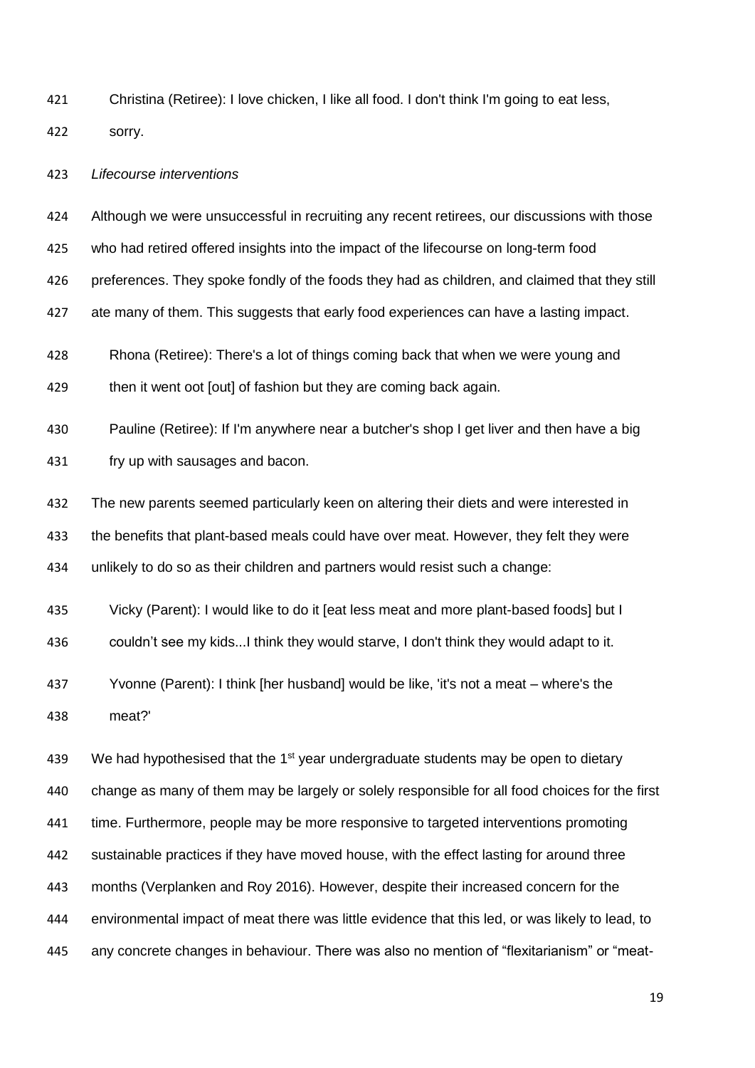Christina (Retiree): I love chicken, I like all food. I don't think I'm going to eat less, sorry.

*Lifecourse interventions*

Although we were unsuccessful in recruiting any recent retirees, our discussions with those who had retired offered insights into the impact of the lifecourse on long-term food preferences. They spoke fondly of the foods they had as children, and claimed that they still ate many of them. This suggests that early food experiences can have a lasting impact.

> Rhona (Retiree): There's a lot of things coming back that when we were young and then it went oot [out] of fashion but they are coming back again.

> Pauline (Retiree): If I'm anywhere near a butcher's shop I get liver and then have a big fry up with sausages and bacon.

The new parents seemed particularly keen on altering their diets and were interested in the benefits that plant-based meals could have over meat. However, they felt they were unlikely to do so as their children and partners would resist such a change:

> Vicky (Parent): I would like to do it [eat less meat and more plant-based foods] but I couldn't see my kids...I think they would starve, I don't think they would adapt to it.

> Yvonne (Parent): I think [her husband] would be like, 'it's not a meat – where's the meat?'

We had hypothesised that the 1st year undergraduate students may be open to dietary change as many of them may be largely or solely responsible for all food choices for the first time. Furthermore, people may be more responsive to targeted interventions promoting sustainable practices if they have moved house, with the effect lasting for around three months (Verplanken and Roy 2016). However, despite their increased concern for the environmental impact of meat there was little evidence that this led, or was likely to lead, to any concrete changes in behaviour. There was also no mention of "flexitarianism" or "meat-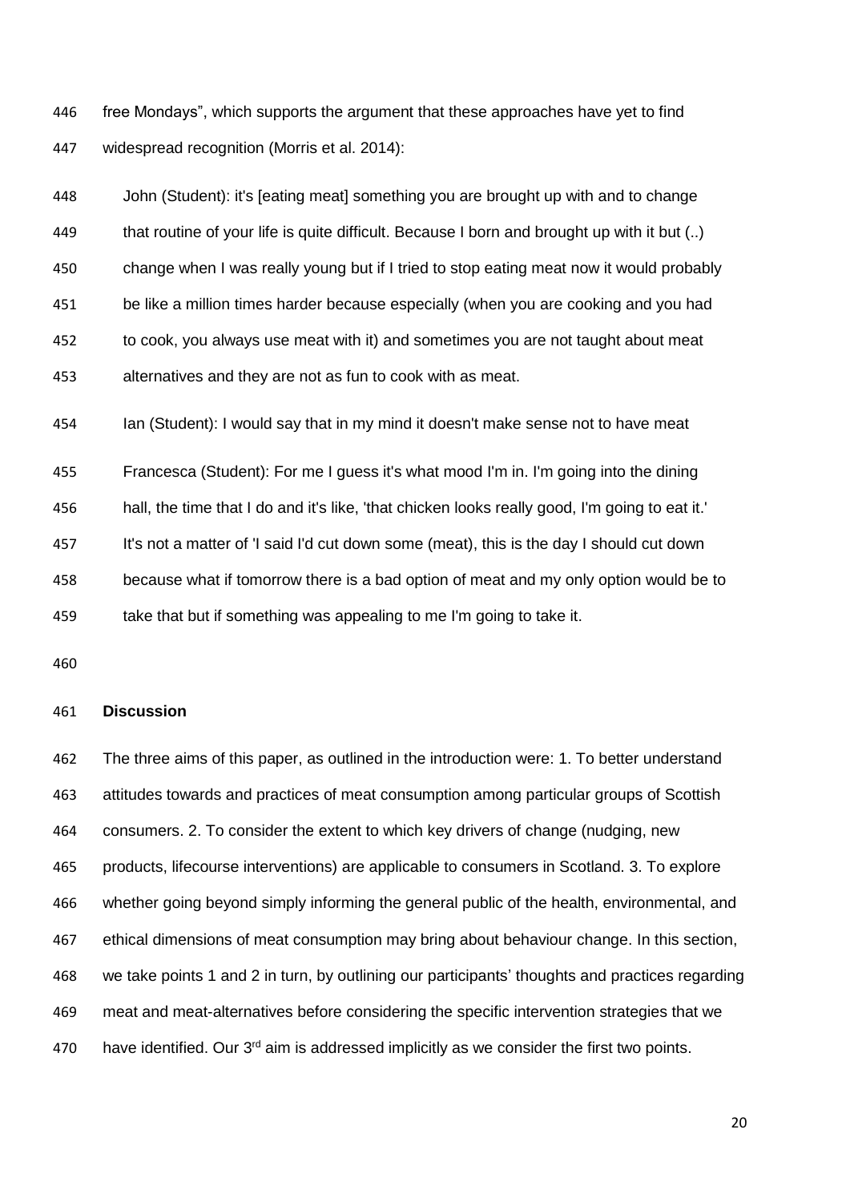free Mondays", which supports the argument that these approaches have yet to find widespread recognition (Morris et al. 2014):

> John (Student): it's [eating meat] something you are brought up with and to change that routine of your life is quite difficult. Because I born and brought up with it but (..) change when I was really young but if I tried to stop eating meat now it would probably be like a million times harder because especially (when you are cooking and you had to cook, you always use meat with it) and sometimes you are not taught about meat alternatives and they are not as fun to cook with as meat.

> Ian (Student): I would say that in my mind it doesn't make sense not to have meat

> Francesca (Student): For me I guess it's what mood I'm in. I'm going into the dining hall, the time that I do and it's like, 'that chicken looks really good, I'm going to eat it.' It's not a matter of 'I said I'd cut down some (meat), this is the day I should cut down because what if tomorrow there is a bad option of meat and my only option would be to take that but if something was appealing to me I'm going to take it.

## Discussion

The three aims of this paper, as outlined in the introduction were: 1. To better understand attitudes towards and practices of meat consumption among particular groups of Scottish consumers. 2. To consider the extent to which key drivers of change (nudging, new products, lifecourse interventions) are applicable to consumers in Scotland. 3. To explore whether going beyond simply informing the general public of the health, environmental, and ethical dimensions of meat consumption may bring about behaviour change. In this section, we take points 1 and 2 in turn, by outlining our participants' thoughts and practices regarding meat and meat-alternatives before considering the specific intervention strategies that we have identified. Our 3rd aim is addressed implicitly as we consider the first two points.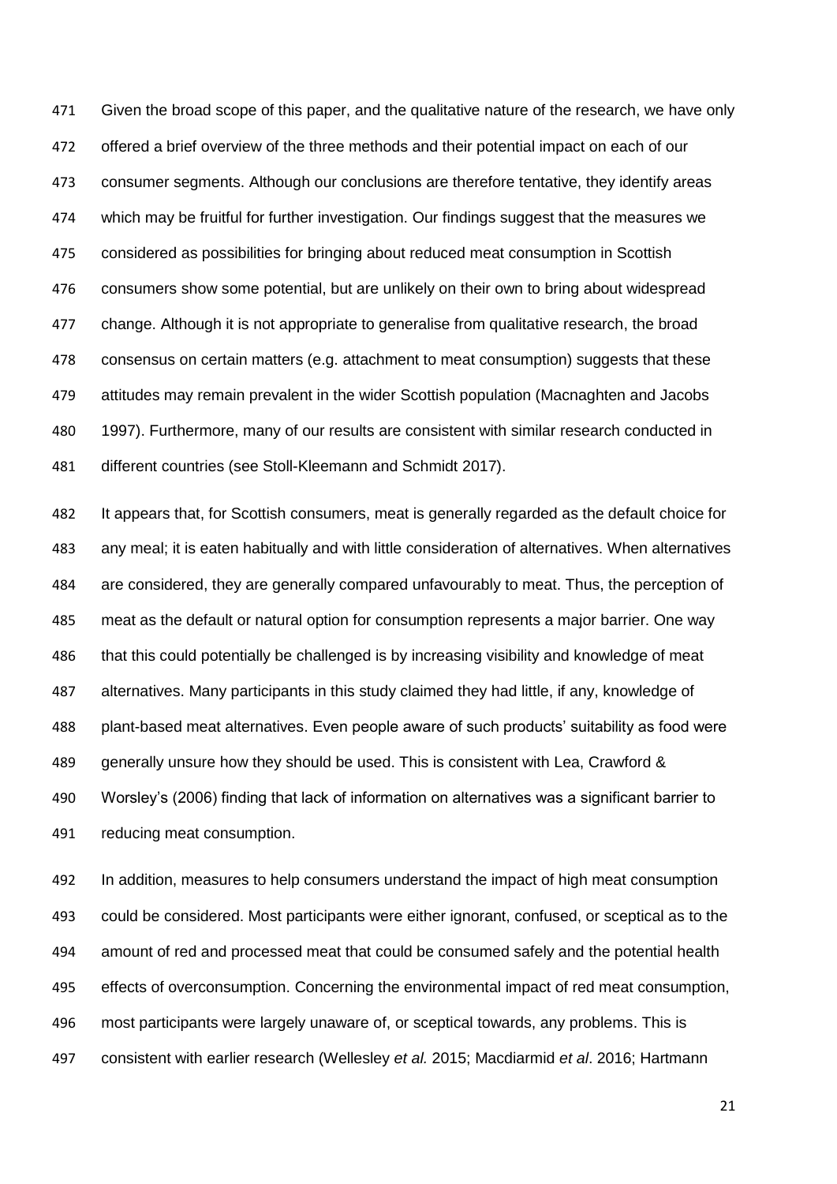Given the broad scope of this paper, and the qualitative nature of the research, we have only offered a brief overview of the three methods and their potential impact on each of our consumer segments. Although our conclusions are therefore tentative, they identify areas which may be fruitful for further investigation. Our findings suggest that the measures we considered as possibilities for bringing about reduced meat consumption in Scottish consumers show some potential, but are unlikely on their own to bring about widespread change. Although it is not appropriate to generalise from qualitative research, the broad consensus on certain matters (e.g. attachment to meat consumption) suggests that these attitudes may remain prevalent in the wider Scottish population (Macnaghten and Jacobs 1997). Furthermore, many of our results are consistent with similar research conducted in different countries (see Stoll-Kleemann and Schmidt 2017).

It appears that, for Scottish consumers, meat is generally regarded as the default choice for any meal; it is eaten habitually and with little consideration of alternatives. When alternatives are considered, they are generally compared unfavourably to meat. Thus, the perception of meat as the default or natural option for consumption represents a major barrier. One way that this could potentially be challenged is by increasing visibility and knowledge of meat alternatives. Many participants in this study claimed they had little, if any, knowledge of plant-based meat alternatives. Even people aware of such products' suitability as food were generally unsure how they should be used. This is consistent with Lea, Crawford & Worsley's (2006) finding that lack of information on alternatives was a significant barrier to reducing meat consumption.

In addition, measures to help consumers understand the impact of high meat consumption could be considered. Most participants were either ignorant, confused, or sceptical as to the amount of red and processed meat that could be consumed safely and the potential health effects of overconsumption. Concerning the environmental impact of red meat consumption, most participants were largely unaware of, or sceptical towards, any problems. This is consistent with earlier research (Wellesley *et al.* 2015; Macdiarmid *et al*. 2016; Hartmann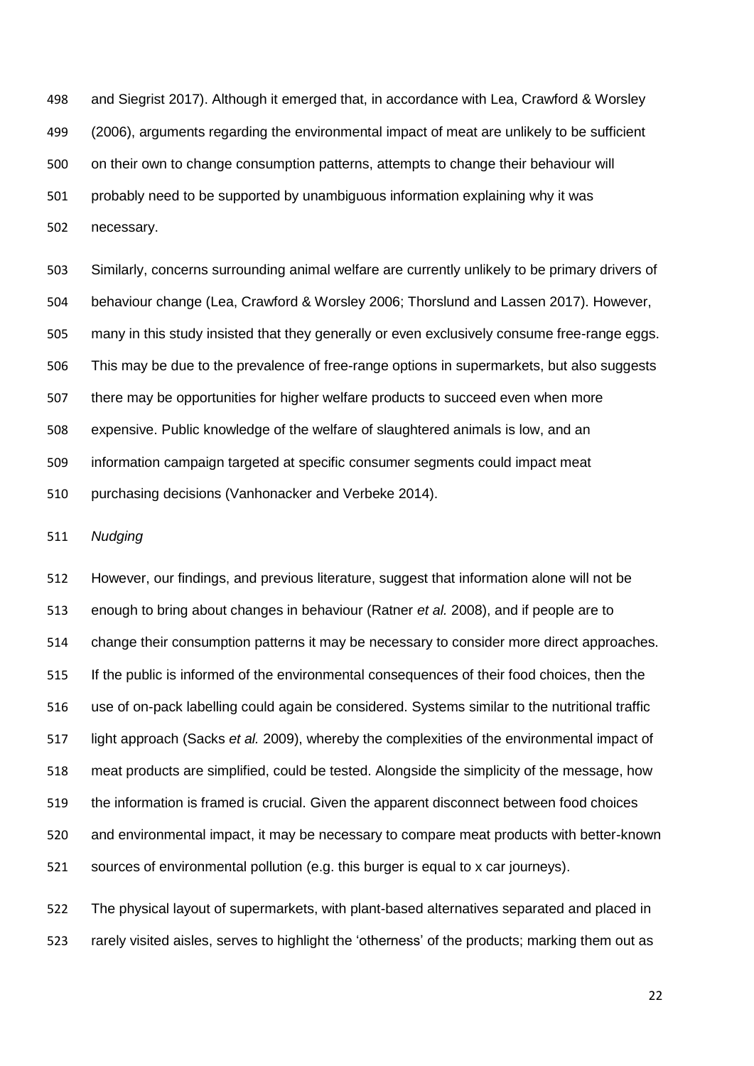and Siegrist 2017). Although it emerged that, in accordance with Lea, Crawford & Worsley (2006), arguments regarding the environmental impact of meat are unlikely to be sufficient on their own to change consumption patterns, attempts to change their behaviour will probably need to be supported by unambiguous information explaining why it was necessary.

Similarly, concerns surrounding animal welfare are currently unlikely to be primary drivers of behaviour change (Lea, Crawford & Worsley 2006; Thorslund and Lassen 2017). However, many in this study insisted that they generally or even exclusively consume free-range eggs. This may be due to the prevalence of free-range options in supermarkets, but also suggests there may be opportunities for higher welfare products to succeed even when more expensive. Public knowledge of the welfare of slaughtered animals is low, and an information campaign targeted at specific consumer segments could impact meat purchasing decisions (Vanhonacker and Verbeke 2014).

*Nudging*

However, our findings, and previous literature, suggest that information alone will not be enough to bring about changes in behaviour (Ratner *et al.* 2008), and if people are to change their consumption patterns it may be necessary to consider more direct approaches. If the public is informed of the environmental consequences of their food choices, then the use of on-pack labelling could again be considered. Systems similar to the nutritional traffic light approach (Sacks *et al.* 2009), whereby the complexities of the environmental impact of meat products are simplified, could be tested. Alongside the simplicity of the message, how the information is framed is crucial. Given the apparent disconnect between food choices and environmental impact, it may be necessary to compare meat products with better-known sources of environmental pollution (e.g. this burger is equal to x car journeys).

The physical layout of supermarkets, with plant-based alternatives separated and placed in rarely visited aisles, serves to highlight the 'otherness' of the products; marking them out as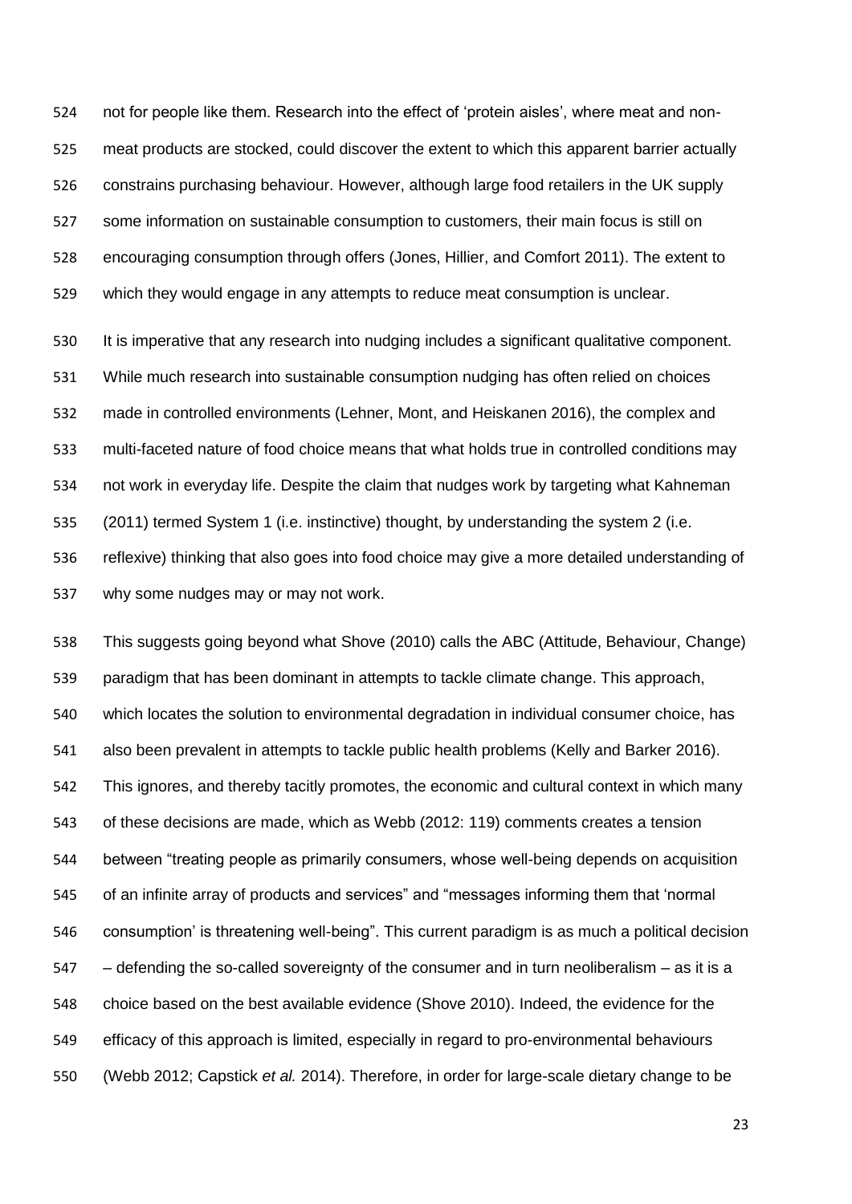not for people like them. Research into the effect of 'protein aisles', where meat and non-meat products are stocked, could discover the extent to which this apparent barrier actually constrains purchasing behaviour. However, although large food retailers in the UK supply some information on sustainable consumption to customers, their main focus is still on encouraging consumption through offers (Jones, Hillier, and Comfort 2011). The extent to which they would engage in any attempts to reduce meat consumption is unclear.

It is imperative that any research into nudging includes a significant qualitative component. While much research into sustainable consumption nudging has often relied on choices made in controlled environments (Lehner, Mont, and Heiskanen 2016), the complex and multi-faceted nature of food choice means that what holds true in controlled conditions may not work in everyday life. Despite the claim that nudges work by targeting what Kahneman (2011) termed System 1 (i.e. instinctive) thought, by understanding the system 2 (i.e. reflexive) thinking that also goes into food choice may give a more detailed understanding of why some nudges may or may not work.

This suggests going beyond what Shove (2010) calls the ABC (Attitude, Behaviour, Change) paradigm that has been dominant in attempts to tackle climate change. This approach, which locates the solution to environmental degradation in individual consumer choice, has also been prevalent in attempts to tackle public health problems (Kelly and Barker 2016). This ignores, and thereby tacitly promotes, the economic and cultural context in which many of these decisions are made, which as Webb (2012: 119) comments creates a tension between "treating people as primarily consumers, whose well-being depends on acquisition of an infinite array of products and services" and "messages informing them that 'normal consumption' is threatening well-being". This current paradigm is as much a political decision – defending the so-called sovereignty of the consumer and in turn neoliberalism – as it is a choice based on the best available evidence (Shove 2010). Indeed, the evidence for the efficacy of this approach is limited, especially in regard to pro-environmental behaviours (Webb 2012; Capstick *et al.* 2014). Therefore, in order for large-scale dietary change to be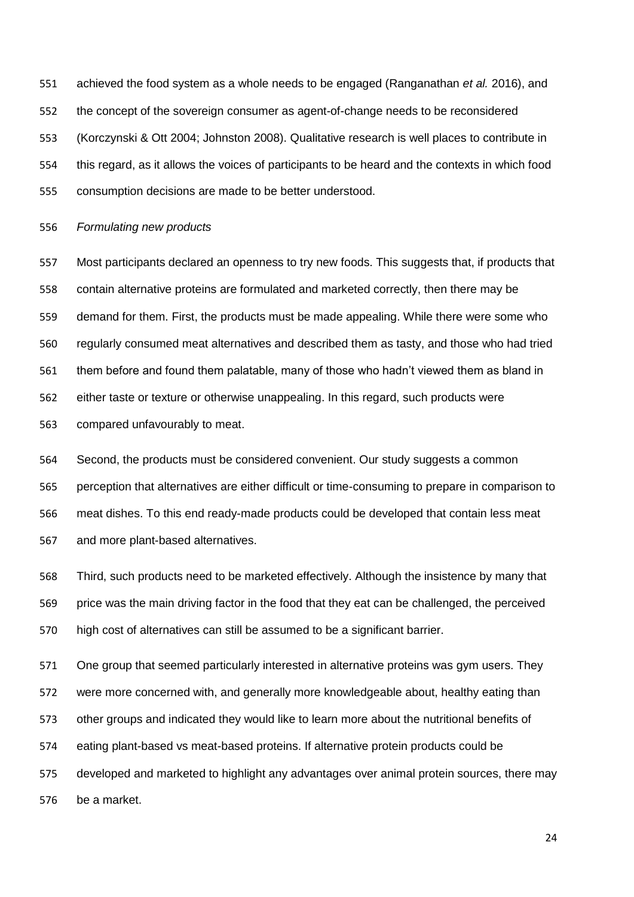achieved the food system as a whole needs to be engaged (Ranganathan *et al.* 2016), and the concept of the sovereign consumer as agent-of-change needs to be reconsidered (Korczynski & Ott 2004; Johnston 2008). Qualitative research is well places to contribute in this regard, as it allows the voices of participants to be heard and the contexts in which food consumption decisions are made to be better understood.

*Formulating new products*

Most participants declared an openness to try new foods. This suggests that, if products that contain alternative proteins are formulated and marketed correctly, then there may be demand for them. First, the products must be made appealing. While there were some who regularly consumed meat alternatives and described them as tasty, and those who had tried them before and found them palatable, many of those who hadn't viewed them as bland in either taste or texture or otherwise unappealing. In this regard, such products were compared unfavourably to meat.

Second, the products must be considered convenient. Our study suggests a common perception that alternatives are either difficult or time-consuming to prepare in comparison to meat dishes. To this end ready-made products could be developed that contain less meat and more plant-based alternatives.

Third, such products need to be marketed effectively. Although the insistence by many that price was the main driving factor in the food that they eat can be challenged, the perceived high cost of alternatives can still be assumed to be a significant barrier.

One group that seemed particularly interested in alternative proteins was gym users. They were more concerned with, and generally more knowledgeable about, healthy eating than other groups and indicated they would like to learn more about the nutritional benefits of eating plant-based vs meat-based proteins. If alternative protein products could be developed and marketed to highlight any advantages over animal protein sources, there may be a market.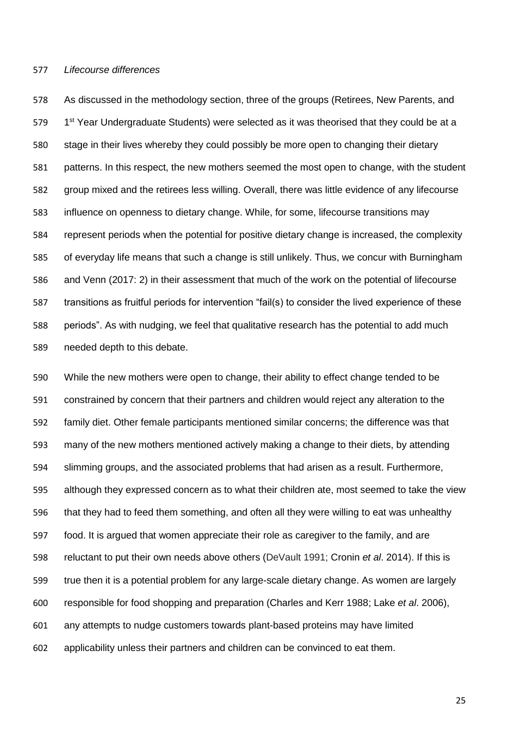*Lifecourse differences*

As discussed in the methodology section, three of the groups (Retirees, New Parents, and 1st Year Undergraduate Students) were selected as it was theorised that they could be at a stage in their lives whereby they could possibly be more open to changing their dietary patterns. In this respect, the new mothers seemed the most open to change, with the student group mixed and the retirees less willing. Overall, there was little evidence of any lifecourse influence on openness to dietary change. While, for some, lifecourse transitions may represent periods when the potential for positive dietary change is increased, the complexity of everyday life means that such a change is still unlikely. Thus, we concur with Burningham and Venn (2017: 2) in their assessment that much of the work on the potential of lifecourse transitions as fruitful periods for intervention "fail(s) to consider the lived experience of these periods". As with nudging, we feel that qualitative research has the potential to add much needed depth to this debate.

While the new mothers were open to change, their ability to effect change tended to be constrained by concern that their partners and children would reject any alteration to the family diet. Other female participants mentioned similar concerns; the difference was that many of the new mothers mentioned actively making a change to their diets, by attending slimming groups, and the associated problems that had arisen as a result. Furthermore, although they expressed concern as to what their children ate, most seemed to take the view that they had to feed them something, and often all they were willing to eat was unhealthy food. It is argued that women appreciate their role as caregiver to the family, and are reluctant to put their own needs above others (DeVault 1991; Cronin *et al*. 2014). If this is true then it is a potential problem for any large-scale dietary change. As women are largely responsible for food shopping and preparation (Charles and Kerr 1988; Lake *et al*. 2006), any attempts to nudge customers towards plant-based proteins may have limited applicability unless their partners and children can be convinced to eat them.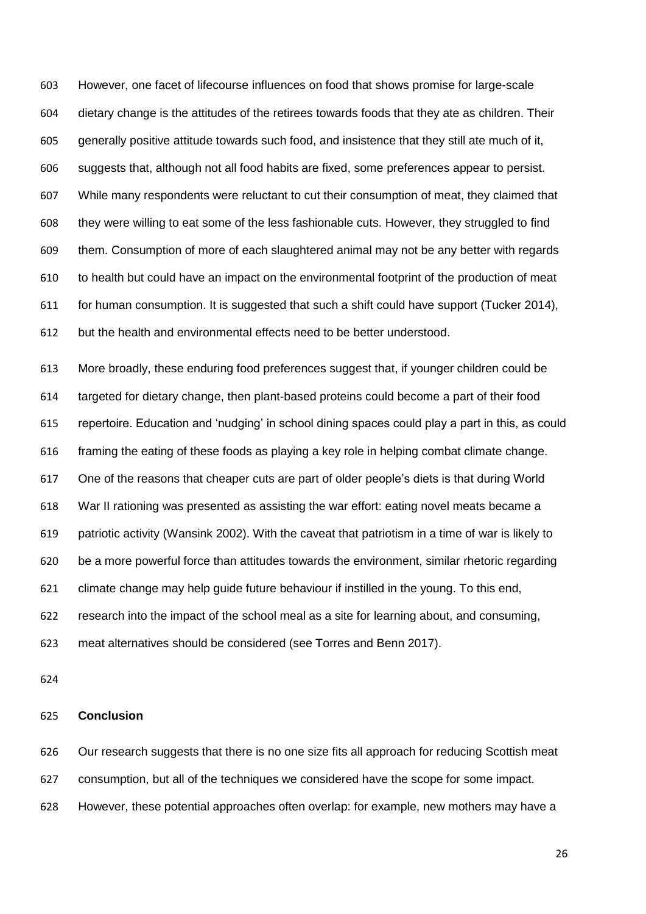However, one facet of lifecourse influences on food that shows promise for large-scale dietary change is the attitudes of the retirees towards foods that they ate as children. Their generally positive attitude towards such food, and insistence that they still ate much of it, suggests that, although not all food habits are fixed, some preferences appear to persist. While many respondents were reluctant to cut their consumption of meat, they claimed that they were willing to eat some of the less fashionable cuts. However, they struggled to find them. Consumption of more of each slaughtered animal may not be any better with regards to health but could have an impact on the environmental footprint of the production of meat for human consumption. It is suggested that such a shift could have support (Tucker 2014), but the health and environmental effects need to be better understood.

More broadly, these enduring food preferences suggest that, if younger children could be targeted for dietary change, then plant-based proteins could become a part of their food repertoire. Education and 'nudging' in school dining spaces could play a part in this, as could framing the eating of these foods as playing a key role in helping combat climate change. One of the reasons that cheaper cuts are part of older people's diets is that during World War II rationing was presented as assisting the war effort: eating novel meats became a patriotic activity (Wansink 2002). With the caveat that patriotism in a time of war is likely to be a more powerful force than attitudes towards the environment, similar rhetoric regarding climate change may help guide future behaviour if instilled in the young. To this end, research into the impact of the school meal as a site for learning about, and consuming, meat alternatives should be considered (see Torres and Benn 2017).

## Conclusion

Our research suggests that there is no one size fits all approach for reducing Scottish meat consumption, but all of the techniques we considered have the scope for some impact. However, these potential approaches often overlap: for example, new mothers may have a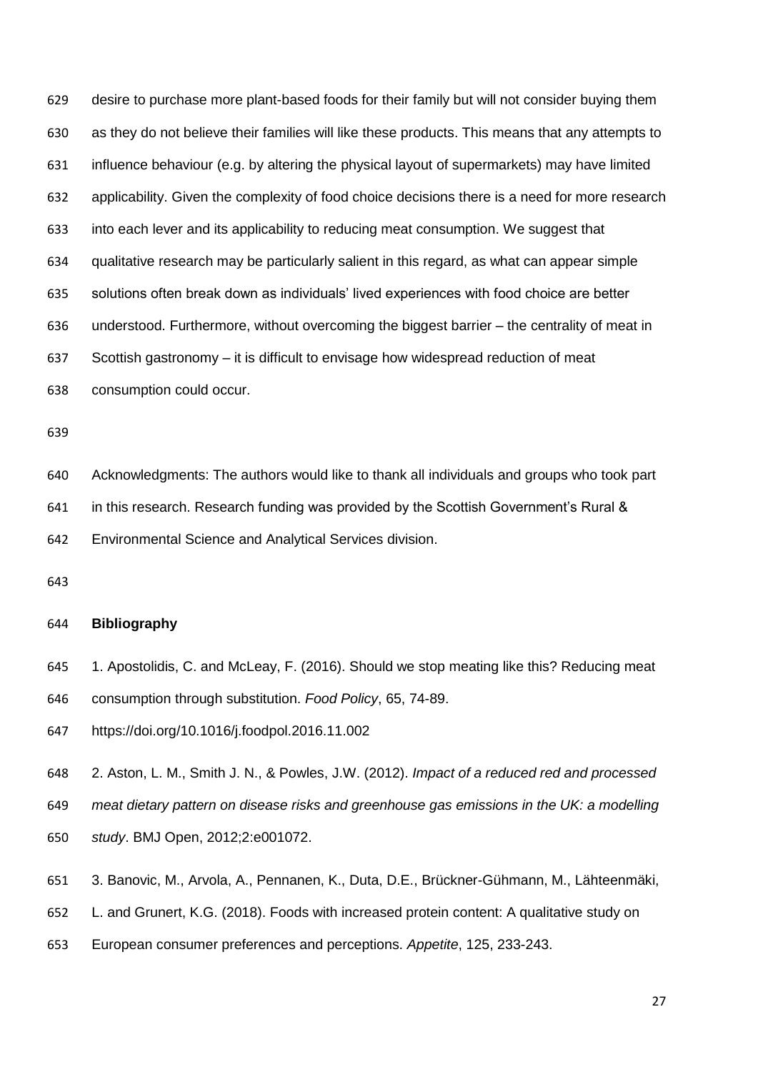desire to purchase more plant-based foods for their family but will not consider buying them as they do not believe their families will like these products. This means that any attempts to influence behaviour (e.g. by altering the physical layout of supermarkets) may have limited applicability. Given the complexity of food choice decisions there is a need for more research into each lever and its applicability to reducing meat consumption. We suggest that qualitative research may be particularly salient in this regard, as what can appear simple solutions often break down as individuals' lived experiences with food choice are better understood. Furthermore, without overcoming the biggest barrier – the centrality of meat in Scottish gastronomy – it is difficult to envisage how widespread reduction of meat consumption could occur.

Acknowledgments: The authors would like to thank all individuals and groups who took part in this research. Research funding was provided by the Scottish Government's Rural & Environmental Science and Analytical Services division.

**Bibliography**

1. Apostolidis, C. and McLeay, F. (2016). Should we stop meating like this? Reducing meat consumption through substitution. *Food Policy*, 65, 74-89. https://doi.org/10.1016/j.foodpol.2016.11.002

2. Aston, L. M., Smith J. N., & Powles, J.W. (2012). *Impact of a reduced red and processed meat dietary pattern on disease risks and greenhouse gas emissions in the UK: a modelling study*. BMJ Open, 2012;2:e001072.

3. Banovic, M., Arvola, A., Pennanen, K., Duta, D.E., Brückner-Gühmann, M., Lähteenmäki, L. and Grunert, K.G. (2018). Foods with increased protein content: A qualitative study on European consumer preferences and perceptions. *Appetite*, 125, 233-243.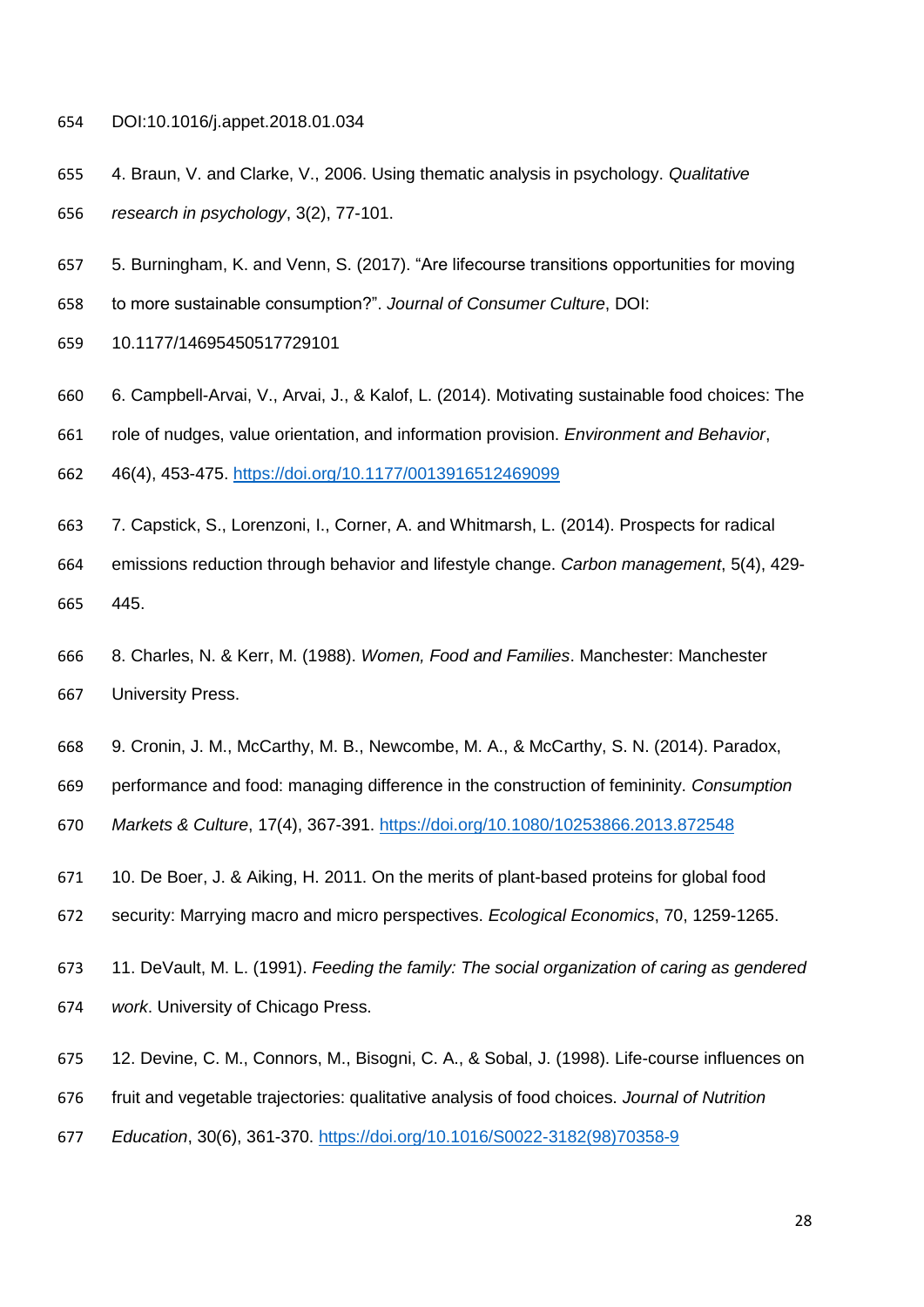DOI:10.1016/j.appet.2018.01.034

4. Braun, V. and Clarke, V., 2006. Using thematic analysis in psychology. *Qualitative research in psychology*, 3(2), 77-101.

5. Burningham, K. and Venn, S. (2017). "Are lifecourse transitions opportunities for moving to more sustainable consumption?". *Journal of Consumer Culture*, DOI: 10.1177/14695450517729101

6. Campbell-Arvai, V., Arvai, J., & Kalof, L. (2014). Motivating sustainable food choices: The role of nudges, value orientation, and information provision. *Environment and Behavior*, 46(4), 453-475. https://doi.org/10.1177/0013916512469099

7. Capstick, S., Lorenzoni, I., Corner, A. and Whitmarsh, L. (2014). Prospects for radical emissions reduction through behavior and lifestyle change. *Carbon management*, 5(4), 429-445.

8. Charles, N. & Kerr, M. (1988). *Women, Food and Families*. Manchester: Manchester University Press.

9. Cronin, J. M., McCarthy, M. B., Newcombe, M. A., & McCarthy, S. N. (2014). Paradox, performance and food: managing difference in the construction of femininity. *Consumption Markets & Culture*, 17(4), 367-391. https://doi.org/10.1080/10253866.2013.872548

10. De Boer, J. & Aiking, H. 2011. On the merits of plant-based proteins for global food security: Marrying macro and micro perspectives. *Ecological Economics*, 70, 1259-1265.

11. DeVault, M. L. (1991). *Feeding the family: The social organization of caring as gendered work*. University of Chicago Press.

12. Devine, C. M., Connors, M., Bisogni, C. A., & Sobal, J. (1998). Life-course influences on fruit and vegetable trajectories: qualitative analysis of food choices. *Journal of Nutrition Education*, 30(6), 361-370. https://doi.org/10.1016/S0022-3182(98)70358-9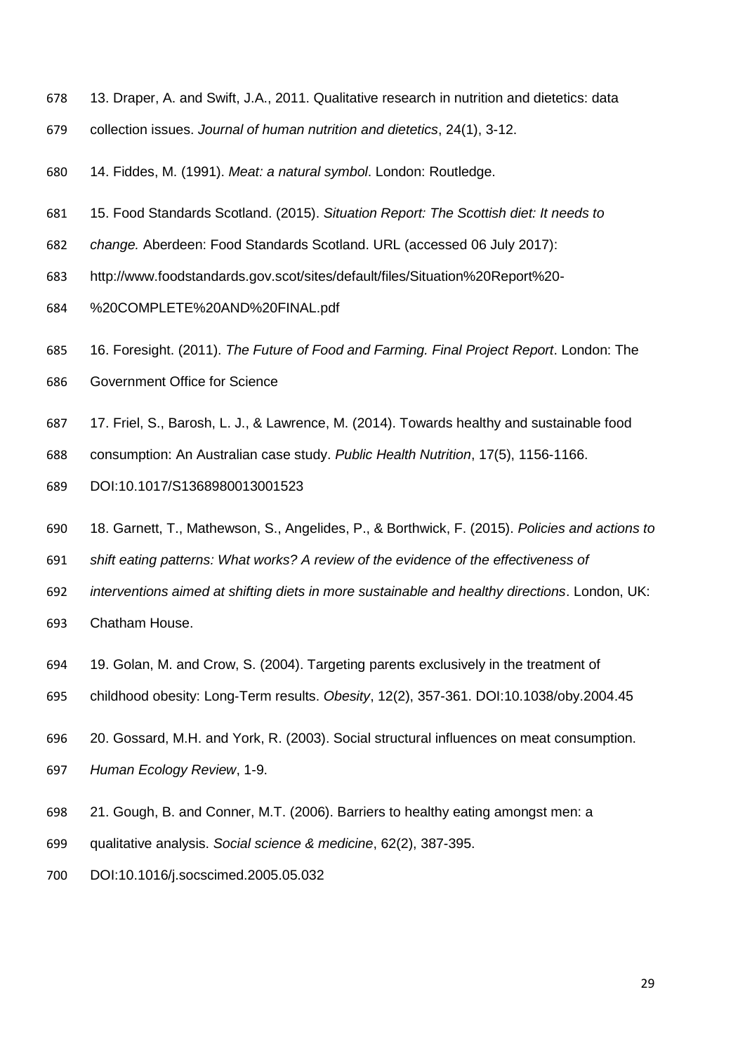13. Draper, A. and Swift, J.A., 2011. Qualitative research in nutrition and dietetics: data collection issues. *Journal of human nutrition and dietetics*, 24(1), 3-12.

14. Fiddes, M. (1991). *Meat: a natural symbol*. London: Routledge.

15. Food Standards Scotland. (2015). *Situation Report: The Scottish diet: It needs to change.* Aberdeen: Food Standards Scotland. URL (accessed 06 July 2017): http://www.foodstandards.gov.scot/sites/default/files/Situation%20Report%20-%20COMPLETE%20AND%20FINAL.pdf

16. Foresight. (2011). *The Future of Food and Farming. Final Project Report*. London: The Government Office for Science

17. Friel, S., Barosh, L. J., & Lawrence, M. (2014). Towards healthy and sustainable food consumption: An Australian case study. *Public Health Nutrition*, 17(5), 1156-1166. DOI:10.1017/S1368980013001523

18. Garnett, T., Mathewson, S., Angelides, P., & Borthwick, F. (2015). *Policies and actions to shift eating patterns: What works? A review of the evidence of the effectiveness of interventions aimed at shifting diets in more sustainable and healthy directions*. London, UK: Chatham House.

19. Golan, M. and Crow, S. (2004). Targeting parents exclusively in the treatment of childhood obesity: Long-Term results. *Obesity*, 12(2), 357-361. DOI:10.1038/oby.2004.45

20. Gossard, M.H. and York, R. (2003). Social structural influences on meat consumption. *Human Ecology Review*, 1-9.

21. Gough, B. and Conner, M.T. (2006). Barriers to healthy eating amongst men: a qualitative analysis. *Social science & medicine*, 62(2), 387-395. DOI:10.1016/j.socscimed.2005.05.032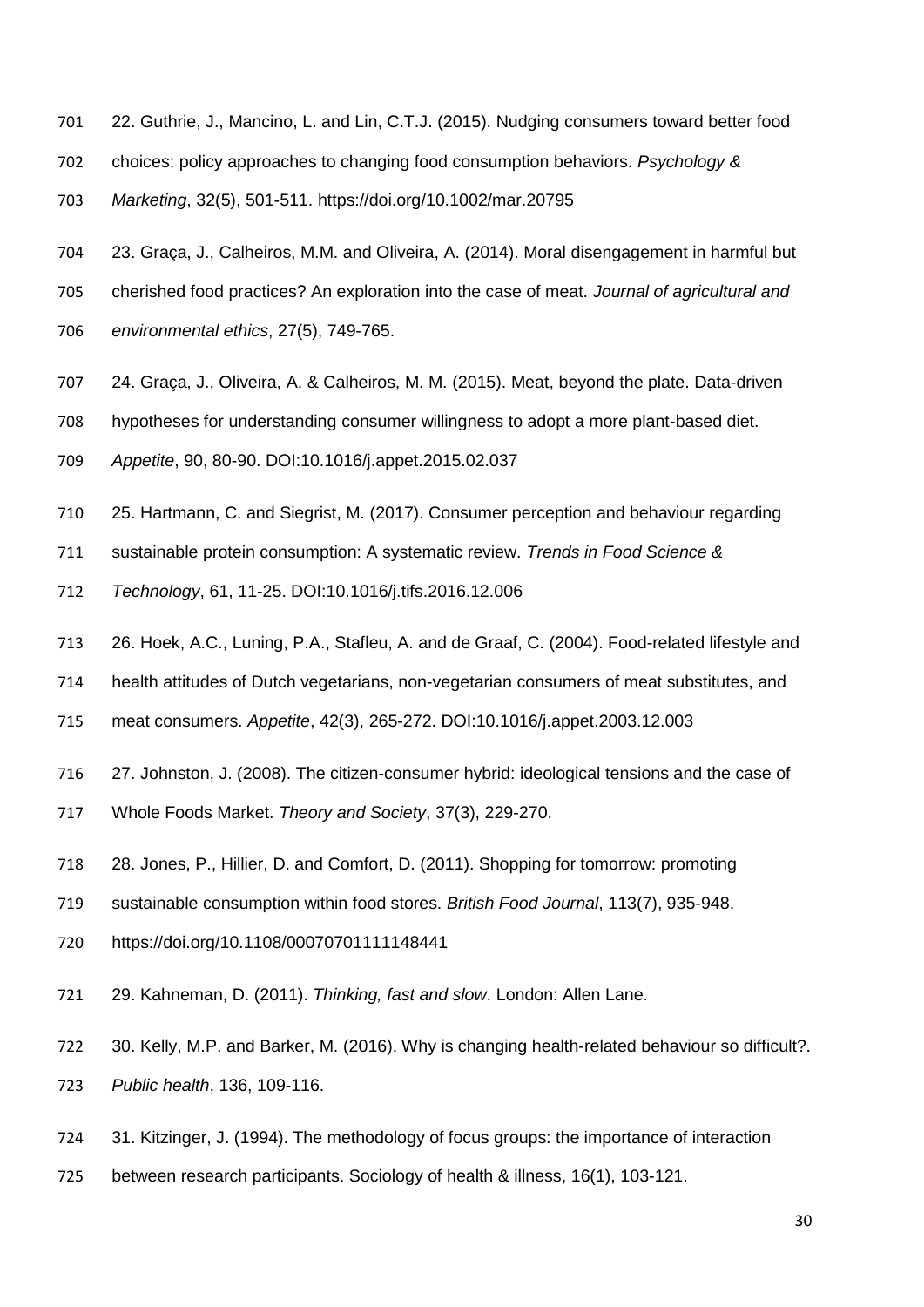22. Guthrie, J., Mancino, L. and Lin, C.T.J. (2015). Nudging consumers toward better food choices: policy approaches to changing food consumption behaviors. *Psychology & Marketing*, 32(5), 501-511. https://doi.org/10.1002/mar.20795

23. Graça, J., Calheiros, M.M. and Oliveira, A. (2014). Moral disengagement in harmful but cherished food practices? An exploration into the case of meat. *Journal of agricultural and environmental ethics*, 27(5), 749-765.

24. Graça, J., Oliveira, A. & Calheiros, M. M. (2015). Meat, beyond the plate. Data-driven hypotheses for understanding consumer willingness to adopt a more plant-based diet. *Appetite*, 90, 80-90. DOI:10.1016/j.appet.2015.02.037

25. Hartmann, C. and Siegrist, M. (2017). Consumer perception and behaviour regarding sustainable protein consumption: A systematic review. *Trends in Food Science & Technology*, 61, 11-25. DOI:10.1016/j.tifs.2016.12.006

26. Hoek, A.C., Luning, P.A., Stafleu, A. and de Graaf, C. (2004). Food-related lifestyle and health attitudes of Dutch vegetarians, non-vegetarian consumers of meat substitutes, and meat consumers. *Appetite*, 42(3), 265-272. DOI:10.1016/j.appet.2003.12.003

27. Johnston, J. (2008). The citizen-consumer hybrid: ideological tensions and the case of Whole Foods Market. *Theory and Society*, 37(3), 229-270.

28. Jones, P., Hillier, D. and Comfort, D. (2011). Shopping for tomorrow: promoting sustainable consumption within food stores. *British Food Journal*, 113(7), 935-948. https://doi.org/10.1108/00070701111148441

29. Kahneman, D. (2011). *Thinking, fast and slow*. London: Allen Lane.

30. Kelly, M.P. and Barker, M. (2016). Why is changing health-related behaviour so difficult?. *Public health*, 136, 109-116.

31. Kitzinger, J. (1994). The methodology of focus groups: the importance of interaction between research participants. Sociology of health & illness, 16(1), 103-121.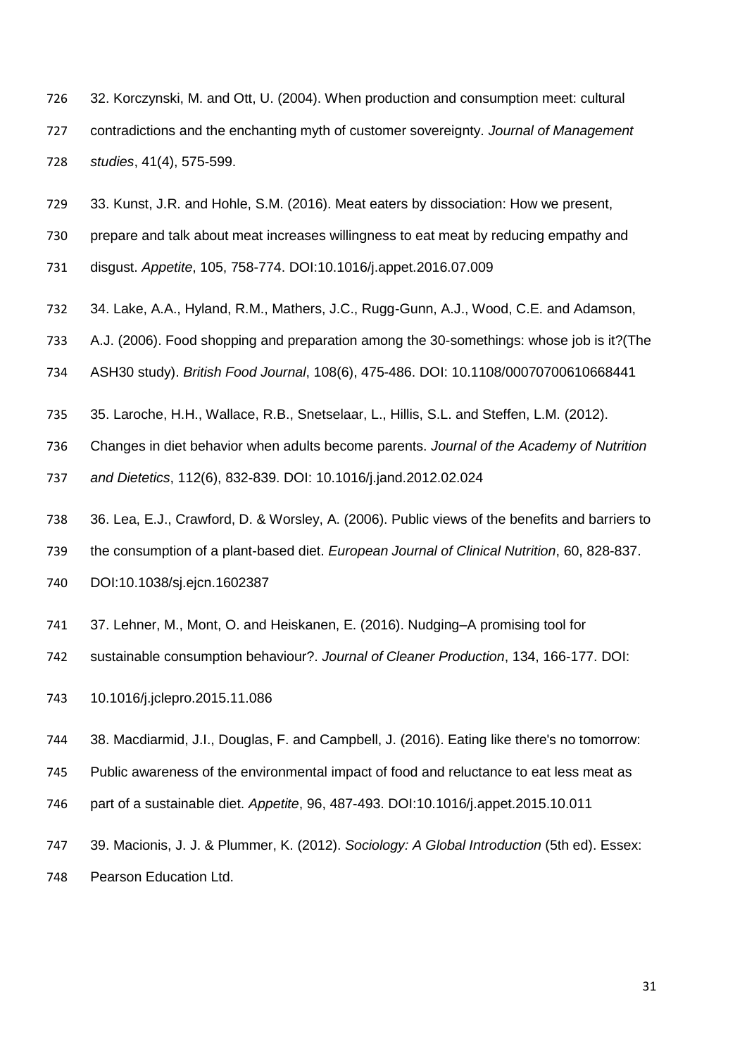32. Korczynski, M. and Ott, U. (2004). When production and consumption meet: cultural contradictions and the enchanting myth of customer sovereignty. *Journal of Management studies*, 41(4), 575-599.

33. Kunst, J.R. and Hohle, S.M. (2016). Meat eaters by dissociation: How we present, prepare and talk about meat increases willingness to eat meat by reducing empathy and disgust. *Appetite*, 105, 758-774. DOI:10.1016/j.appet.2016.07.009

34. Lake, A.A., Hyland, R.M., Mathers, J.C., Rugg-Gunn, A.J., Wood, C.E. and Adamson, A.J. (2006). Food shopping and preparation among the 30-somethings: whose job is it?(The ASH30 study). *British Food Journal*, 108(6), 475-486. DOI: 10.1108/00070700610668441

35. Laroche, H.H., Wallace, R.B., Snetselaar, L., Hillis, S.L. and Steffen, L.M. (2012). Changes in diet behavior when adults become parents. *Journal of the Academy of Nutrition and Dietetics*, 112(6), 832-839. DOI: 10.1016/j.jand.2012.02.024

36. Lea, E.J., Crawford, D. & Worsley, A. (2006). Public views of the benefits and barriers to the consumption of a plant-based diet. *European Journal of Clinical Nutrition*, 60, 828-837. DOI:10.1038/sj.ejcn.1602387

37. Lehner, M., Mont, O. and Heiskanen, E. (2016). Nudging–A promising tool for sustainable consumption behaviour?. *Journal of Cleaner Production*, 134, 166-177. DOI: 10.1016/j.jclepro.2015.11.086

38. Macdiarmid, J.I., Douglas, F. and Campbell, J. (2016). Eating like there's no tomorrow: Public awareness of the environmental impact of food and reluctance to eat less meat as part of a sustainable diet. *Appetite*, 96, 487-493. DOI:10.1016/j.appet.2015.10.011

39. Macionis, J. J. & Plummer, K. (2012). *Sociology: A Global Introduction* (5th ed). Essex: Pearson Education Ltd.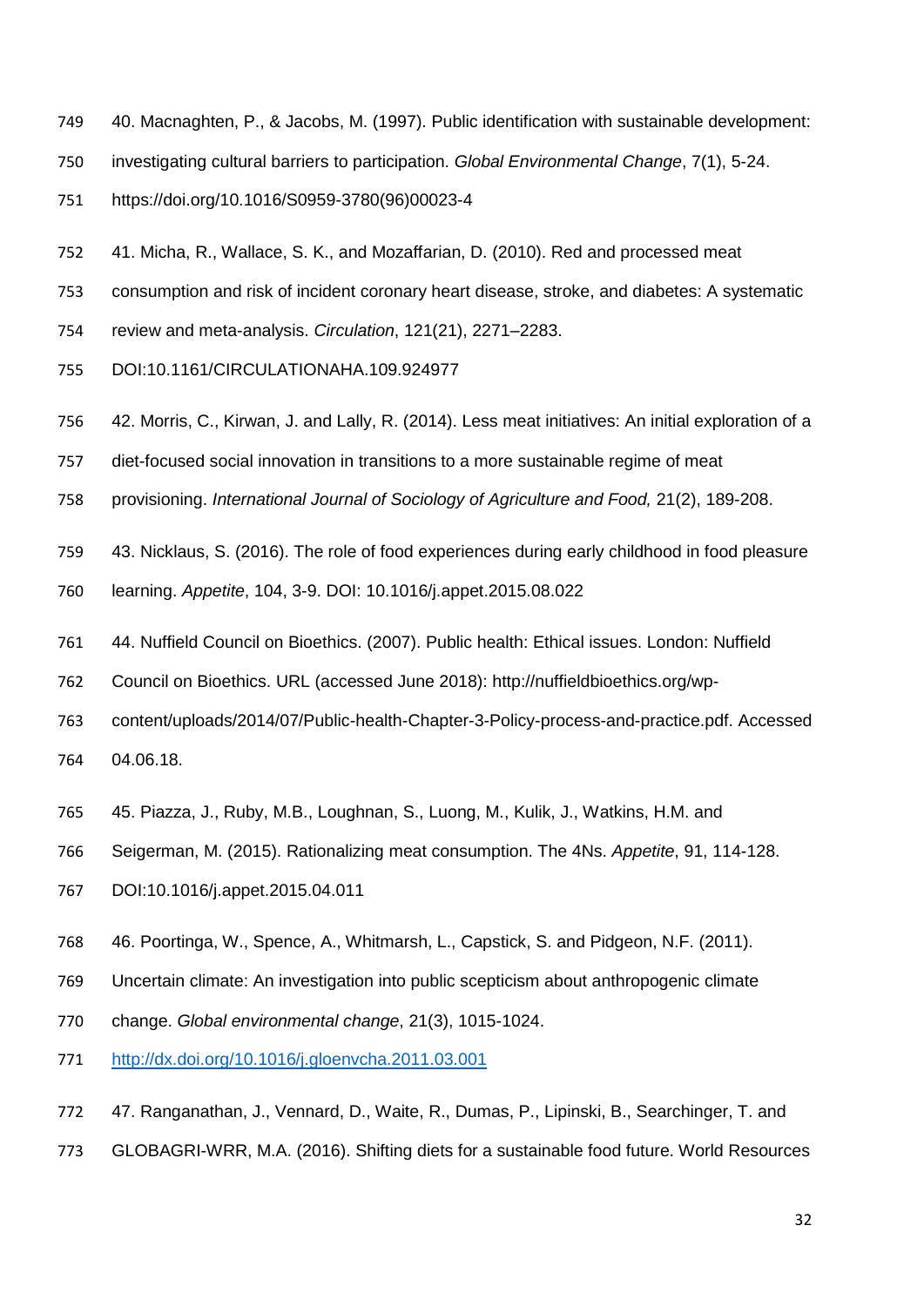40. Macnaghten, P., & Jacobs, M. (1997). Public identification with sustainable development: investigating cultural barriers to participation. *Global Environmental Change*, 7(1), 5-24. https://doi.org/10.1016/S0959-3780(96)00023-4

41. Micha, R., Wallace, S. K., and Mozaffarian, D. (2010). Red and processed meat consumption and risk of incident coronary heart disease, stroke, and diabetes: A systematic review and meta-analysis. *Circulation*, 121(21), 2271–2283. DOI:10.1161/CIRCULATIONAHA.109.924977

42. Morris, C., Kirwan, J. and Lally, R. (2014). Less meat initiatives: An initial exploration of a diet-focused social innovation in transitions to a more sustainable regime of meat provisioning. *International Journal of Sociology of Agriculture and Food,* 21(2), 189-208.

43. Nicklaus, S. (2016). The role of food experiences during early childhood in food pleasure learning. *Appetite*, 104, 3-9. DOI: 10.1016/j.appet.2015.08.022

44. Nuffield Council on Bioethics. (2007). Public health: Ethical issues. London: Nuffield Council on Bioethics. URL (accessed June 2018): http://nuffieldbioethics.org/wp-content/uploads/2014/07/Public-health-Chapter-3-Policy-process-and-practice.pdf. Accessed 04.06.18.

45. Piazza, J., Ruby, M.B., Loughnan, S., Luong, M., Kulik, J., Watkins, H.M. and Seigerman, M. (2015). Rationalizing meat consumption. The 4Ns. *Appetite*, 91, 114-128. DOI:10.1016/j.appet.2015.04.011

46. Poortinga, W., Spence, A., Whitmarsh, L., Capstick, S. and Pidgeon, N.F. (2011). Uncertain climate: An investigation into public scepticism about anthropogenic climate change. *Global environmental change*, 21(3), 1015-1024. http://dx.doi.org/10.1016/j.gloenvcha.2011.03.001

47. Ranganathan, J., Vennard, D., Waite, R., Dumas, P., Lipinski, B., Searchinger, T. and GLOBAGRI-WRR, M.A. (2016). Shifting diets for a sustainable food future. World Resources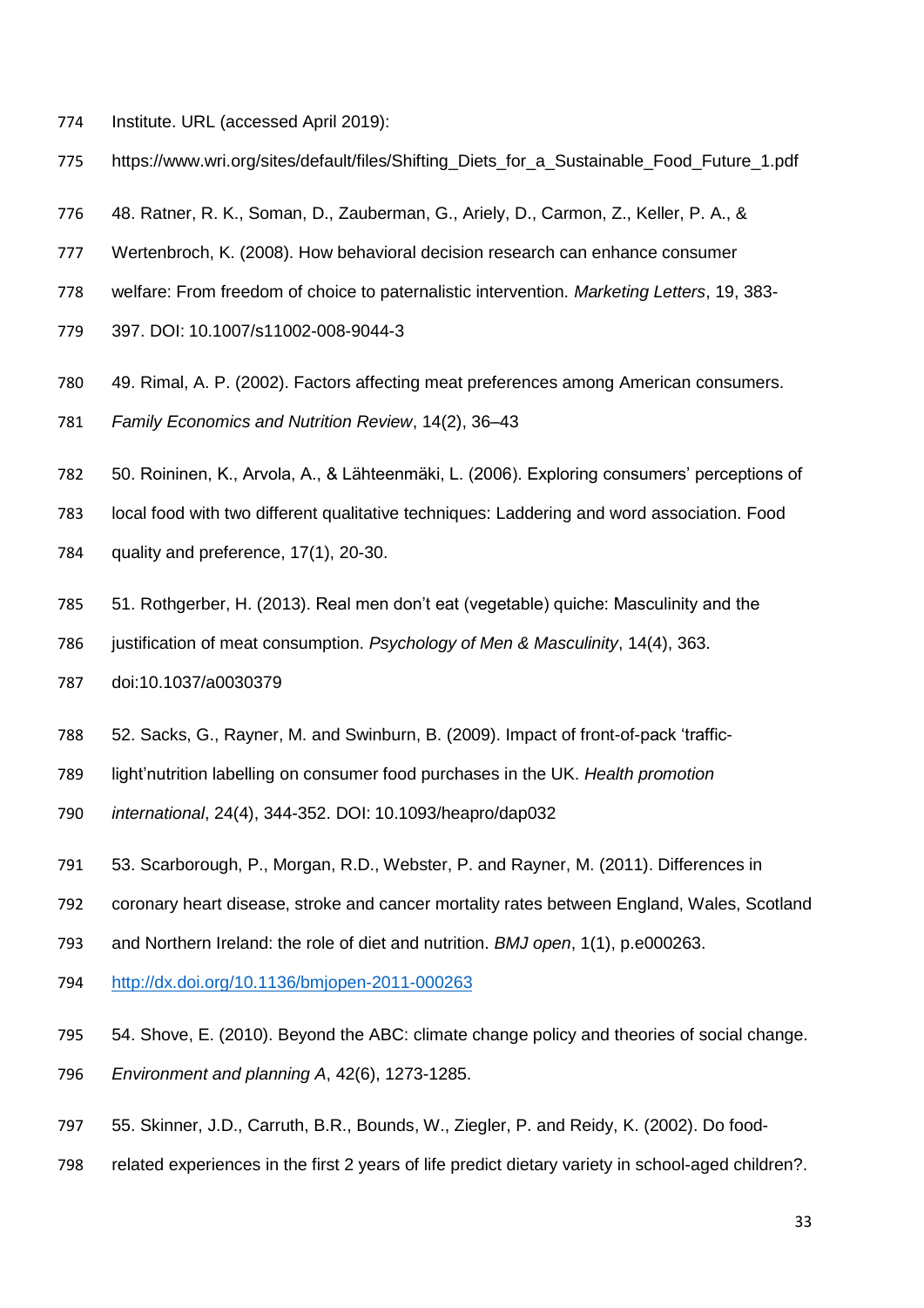Institute. URL (accessed April 2019):
https://www.wri.org/sites/default/files/Shifting_Diets_for_a_Sustainable_Food_Future_1.pdf

48. Ratner, R. K., Soman, D., Zauberman, G., Ariely, D., Carmon, Z., Keller, P. A., & Wertenbroch, K. (2008). How behavioral decision research can enhance consumer welfare: From freedom of choice to paternalistic intervention. *Marketing Letters*, 19, 383-397. DOI: 10.1007/s11002-008-9044-3

49. Rimal, A. P. (2002). Factors affecting meat preferences among American consumers. *Family Economics and Nutrition Review*, 14(2), 36–43

50. Roininen, K., Arvola, A., & Lähteenmäki, L. (2006). Exploring consumers' perceptions of local food with two different qualitative techniques: Laddering and word association. Food quality and preference, 17(1), 20-30.

51. Rothgerber, H. (2013). Real men don't eat (vegetable) quiche: Masculinity and the justification of meat consumption. *Psychology of Men & Masculinity*, 14(4), 363. doi:10.1037/a0030379

52. Sacks, G., Rayner, M. and Swinburn, B. (2009). Impact of front-of-pack 'traffic-light'nutrition labelling on consumer food purchases in the UK. *Health promotion international*, 24(4), 344-352. DOI: 10.1093/heapro/dap032

53. Scarborough, P., Morgan, R.D., Webster, P. and Rayner, M. (2011). Differences in coronary heart disease, stroke and cancer mortality rates between England, Wales, Scotland and Northern Ireland: the role of diet and nutrition. *BMJ open*, 1(1), p.e000263. http://dx.doi.org/10.1136/bmjopen-2011-000263

54. Shove, E. (2010). Beyond the ABC: climate change policy and theories of social change. *Environment and planning A*, 42(6), 1273-1285.

55. Skinner, J.D., Carruth, B.R., Bounds, W., Ziegler, P. and Reidy, K. (2002). Do food-related experiences in the first 2 years of life predict dietary variety in school-aged children?.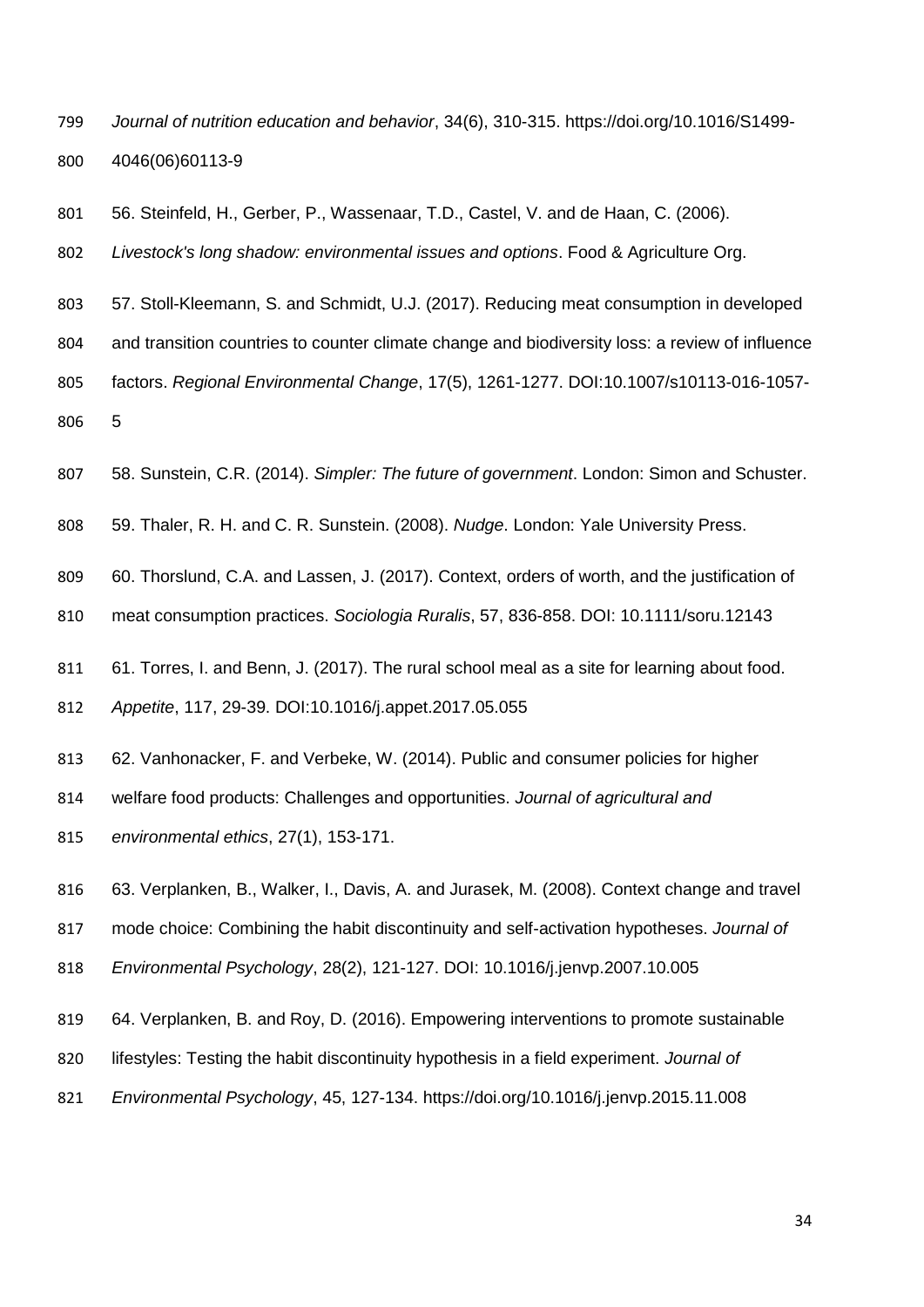*Journal of nutrition education and behavior*, 34(6), 310-315. https://doi.org/10.1016/S1499-4046(06)60113-9

56. Steinfeld, H., Gerber, P., Wassenaar, T.D., Castel, V. and de Haan, C. (2006). *Livestock's long shadow: environmental issues and options*. Food & Agriculture Org.

57. Stoll-Kleemann, S. and Schmidt, U.J. (2017). Reducing meat consumption in developed and transition countries to counter climate change and biodiversity loss: a review of influence factors. *Regional Environmental Change*, 17(5), 1261-1277. DOI:10.1007/s10113-016-1057-5

58. Sunstein, C.R. (2014). *Simpler: The future of government*. London: Simon and Schuster.

59. Thaler, R. H. and C. R. Sunstein. (2008). *Nudge*. London: Yale University Press.

60. Thorslund, C.A. and Lassen, J. (2017). Context, orders of worth, and the justification of meat consumption practices. *Sociologia Ruralis*, 57, 836-858. DOI: 10.1111/soru.12143

61. Torres, I. and Benn, J. (2017). The rural school meal as a site for learning about food. *Appetite*, 117, 29-39. DOI:10.1016/j.appet.2017.05.055

62. Vanhonacker, F. and Verbeke, W. (2014). Public and consumer policies for higher welfare food products: Challenges and opportunities. *Journal of agricultural and environmental ethics*, 27(1), 153-171.

63. Verplanken, B., Walker, I., Davis, A. and Jurasek, M. (2008). Context change and travel mode choice: Combining the habit discontinuity and self-activation hypotheses. *Journal of Environmental Psychology*, 28(2), 121-127. DOI: 10.1016/j.jenvp.2007.10.005

64. Verplanken, B. and Roy, D. (2016). Empowering interventions to promote sustainable lifestyles: Testing the habit discontinuity hypothesis in a field experiment. *Journal of Environmental Psychology*, 45, 127-134. https://doi.org/10.1016/j.jenvp.2015.11.008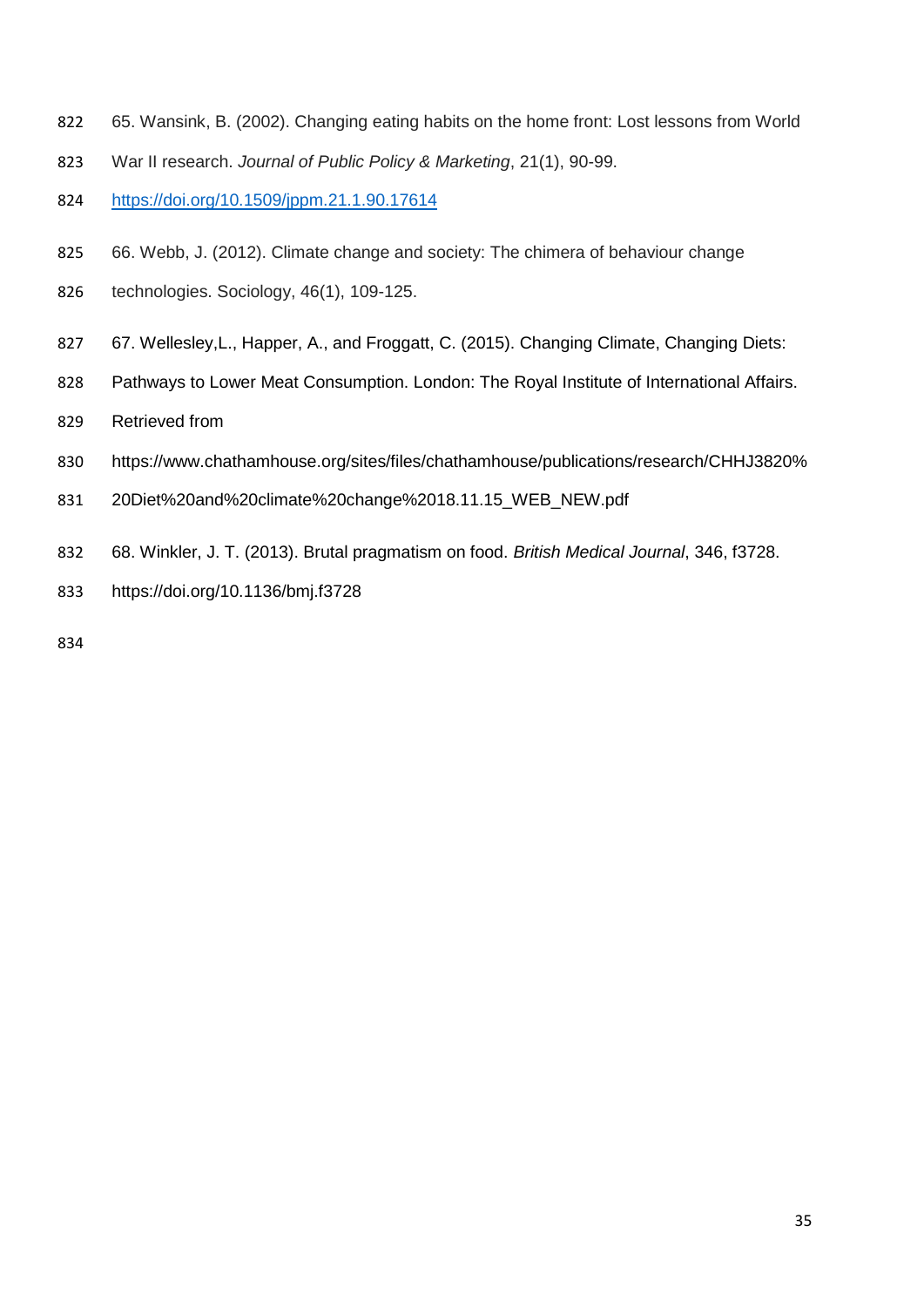65. Wansink, B. (2002). Changing eating habits on the home front: Lost lessons from World War II research. *Journal of Public Policy & Marketing*, 21(1), 90-99. https://doi.org/10.1509/jppm.21.1.90.17614

66. Webb, J. (2012). Climate change and society: The chimera of behaviour change technologies. Sociology, 46(1), 109-125.

67. Wellesley,L., Happer, A., and Froggatt, C. (2015). Changing Climate, Changing Diets: Pathways to Lower Meat Consumption. London: The Royal Institute of International Affairs. Retrieved from https://www.chathamhouse.org/sites/files/chathamhouse/publications/research/CHHJ3820%20Diet%20and%20climate%20change%2018.11.15_WEB_NEW.pdf

68. Winkler, J. T. (2013). Brutal pragmatism on food. *British Medical Journal*, 346, f3728. https://doi.org/10.1136/bmj.f3728